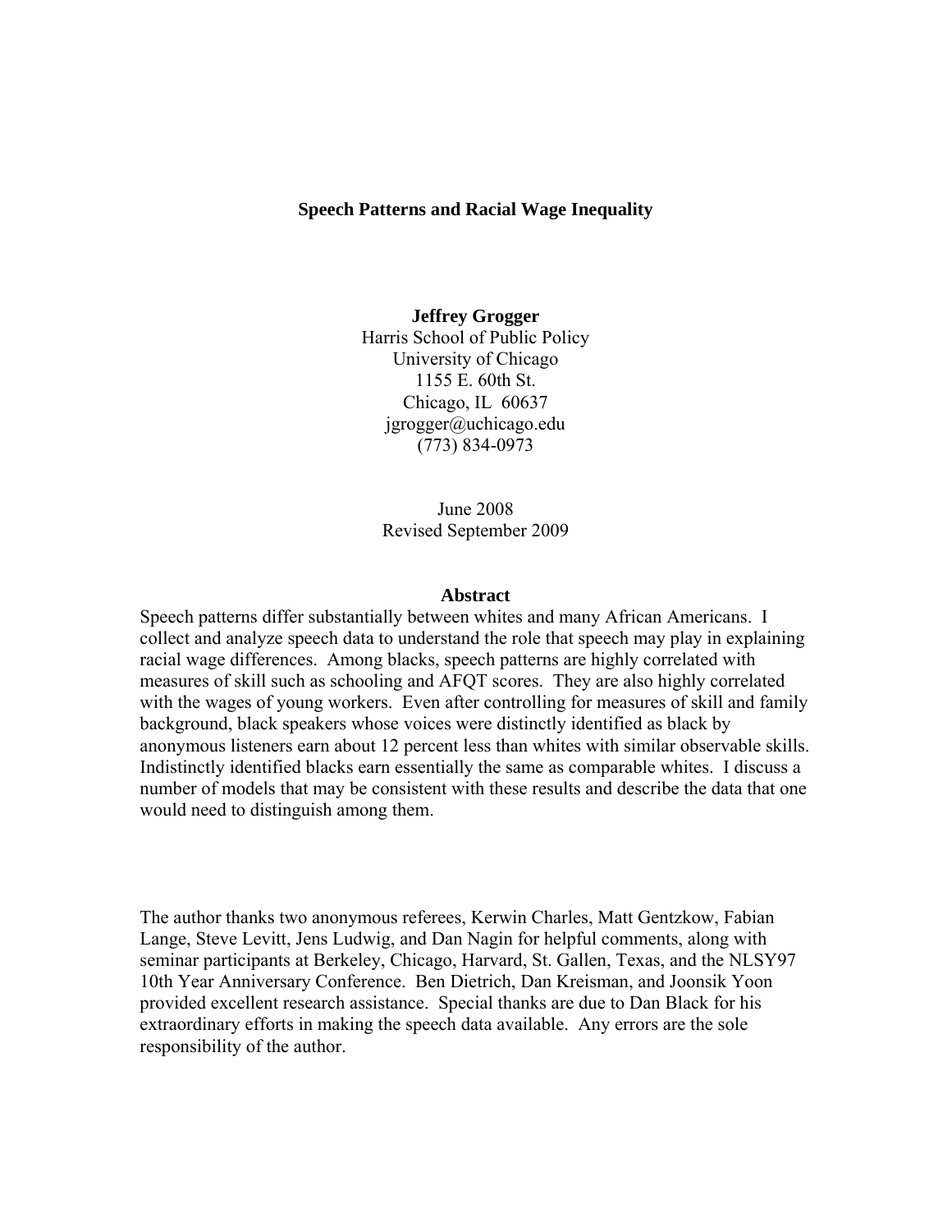# Speech Patterns and Racial Wage Inequality

**Jeffrey Grogger**

Harris School of Public Policy
University of Chicago
1155 E. 60th St.
Chicago, IL 60637
jgrogger@uchicago.edu
(773) 834-0973

June 2008
Revised September 2009

## Abstract

Speech patterns differ substantially between whites and many African Americans. I collect and analyze speech data to understand the role that speech may play in explaining racial wage differences. Among blacks, speech patterns are highly correlated with measures of skill such as schooling and AFQT scores. They are also highly correlated with the wages of young workers. Even after controlling for measures of skill and family background, black speakers whose voices were distinctly identified as black by anonymous listeners earn about 12 percent less than whites with similar observable skills. Indistinctly identified blacks earn essentially the same as comparable whites. I discuss a number of models that may be consistent with these results and describe the data that one would need to distinguish among them.

The author thanks two anonymous referees, Kerwin Charles, Matt Gentzkow, Fabian Lange, Steve Levitt, Jens Ludwig, and Dan Nagin for helpful comments, along with seminar participants at Berkeley, Chicago, Harvard, St. Gallen, Texas, and the NLSY97 10th Year Anniversary Conference. Ben Dietrich, Dan Kreisman, and Joonsik Yoon provided excellent research assistance. Special thanks are due to Dan Black for his extraordinary efforts in making the speech data available. Any errors are the sole responsibility of the author.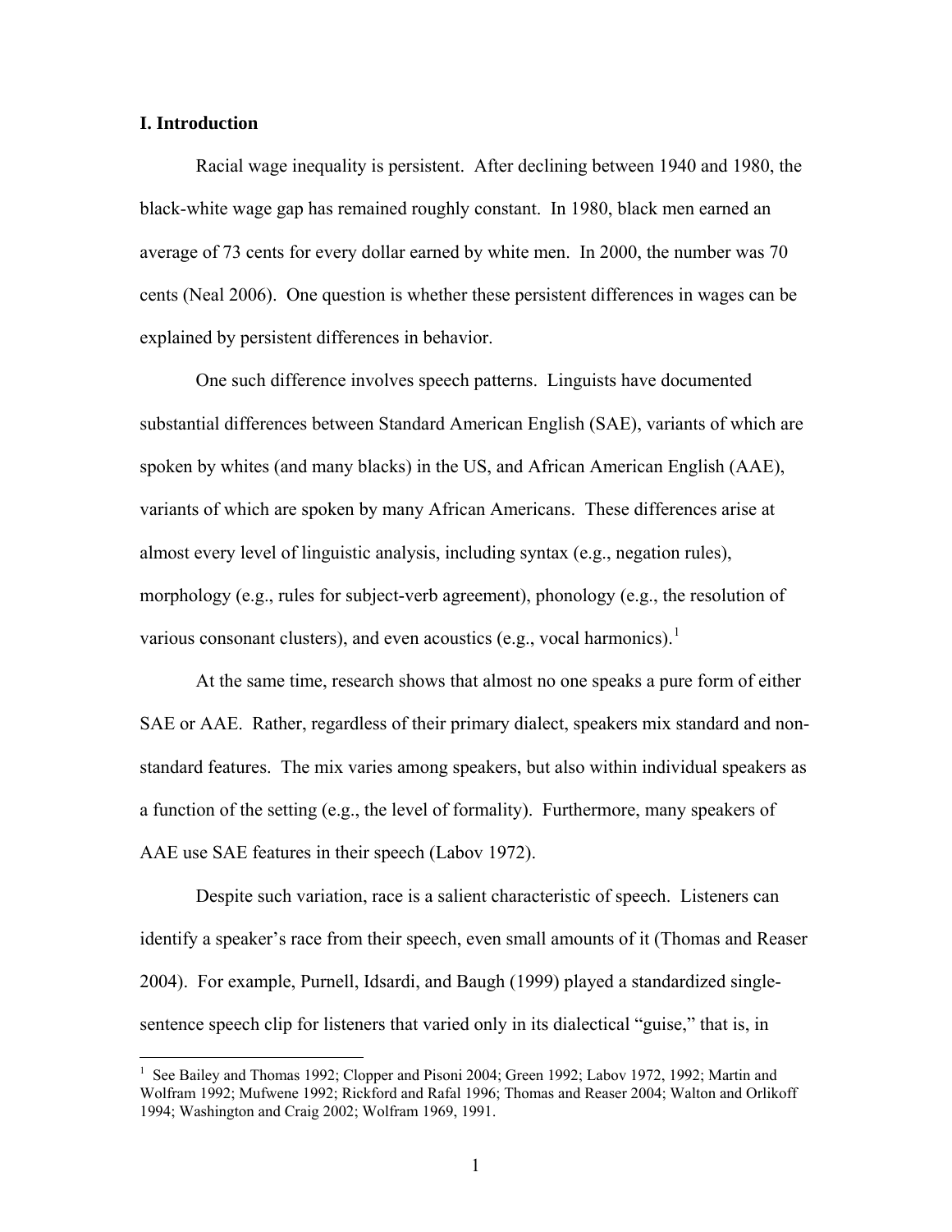## I. Introduction

Racial wage inequality is persistent. After declining between 1940 and 1980, the black-white wage gap has remained roughly constant. In 1980, black men earned an average of 73 cents for every dollar earned by white men. In 2000, the number was 70 cents (Neal 2006). One question is whether these persistent differences in wages can be explained by persistent differences in behavior.

One such difference involves speech patterns. Linguists have documented substantial differences between Standard American English (SAE), variants of which are spoken by whites (and many blacks) in the US, and African American English (AAE), variants of which are spoken by many African Americans. These differences arise at almost every level of linguistic analysis, including syntax (e.g., negation rules), morphology (e.g., rules for subject-verb agreement), phonology (e.g., the resolution of various consonant clusters), and even acoustics (e.g., vocal harmonics).[1]

At the same time, research shows that almost no one speaks a pure form of either SAE or AAE. Rather, regardless of their primary dialect, speakers mix standard and non-standard features. The mix varies among speakers, but also within individual speakers as a function of the setting (e.g., the level of formality). Furthermore, many speakers of AAE use SAE features in their speech (Labov 1972).

Despite such variation, race is a salient characteristic of speech. Listeners can identify a speaker's race from their speech, even small amounts of it (Thomas and Reaser 2004). For example, Purnell, Idsardi, and Baugh (1999) played a standardized single-sentence speech clip for listeners that varied only in its dialectical "guise," that is, in

[1] See Bailey and Thomas 1992; Clopper and Pisoni 2004; Green 1992; Labov 1972, 1992; Martin and Wolfram 1992; Mufwene 1992; Rickford and Rafal 1996; Thomas and Reaser 2004; Walton and Orlikoff 1994; Washington and Craig 2002; Wolfram 1969, 1991.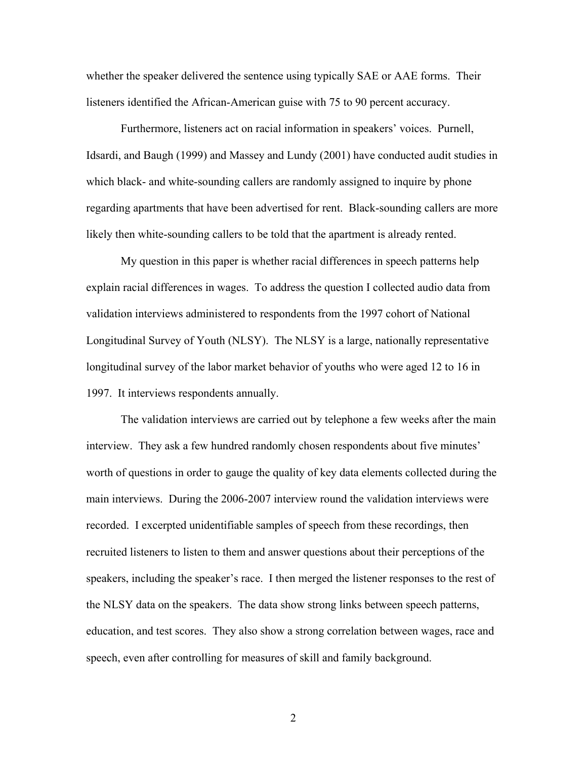whether the speaker delivered the sentence using typically SAE or AAE forms. Their listeners identified the African-American guise with 75 to 90 percent accuracy.

Furthermore, listeners act on racial information in speakers' voices. Purnell, Idsardi, and Baugh (1999) and Massey and Lundy (2001) have conducted audit studies in which black- and white-sounding callers are randomly assigned to inquire by phone regarding apartments that have been advertised for rent. Black-sounding callers are more likely then white-sounding callers to be told that the apartment is already rented.

My question in this paper is whether racial differences in speech patterns help explain racial differences in wages. To address the question I collected audio data from validation interviews administered to respondents from the 1997 cohort of National Longitudinal Survey of Youth (NLSY). The NLSY is a large, nationally representative longitudinal survey of the labor market behavior of youths who were aged 12 to 16 in 1997. It interviews respondents annually.

The validation interviews are carried out by telephone a few weeks after the main interview. They ask a few hundred randomly chosen respondents about five minutes' worth of questions in order to gauge the quality of key data elements collected during the main interviews. During the 2006-2007 interview round the validation interviews were recorded. I excerpted unidentifiable samples of speech from these recordings, then recruited listeners to listen to them and answer questions about their perceptions of the speakers, including the speaker's race. I then merged the listener responses to the rest of the NLSY data on the speakers. The data show strong links between speech patterns, education, and test scores. They also show a strong correlation between wages, race and speech, even after controlling for measures of skill and family background.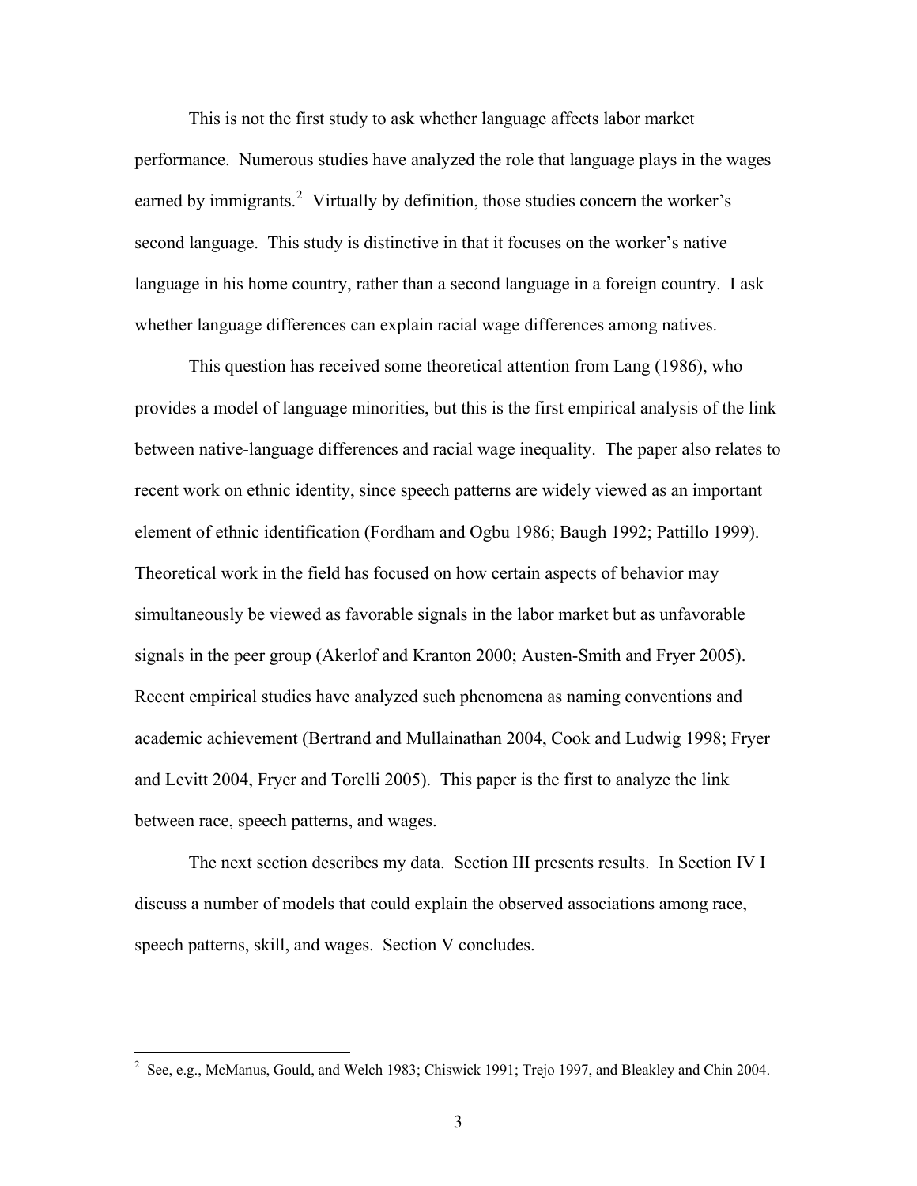This is not the first study to ask whether language affects labor market performance. Numerous studies have analyzed the role that language plays in the wages earned by immigrants.[2] Virtually by definition, those studies concern the worker's second language. This study is distinctive in that it focuses on the worker's native language in his home country, rather than a second language in a foreign country. I ask whether language differences can explain racial wage differences among natives.

This question has received some theoretical attention from Lang (1986), who provides a model of language minorities, but this is the first empirical analysis of the link between native-language differences and racial wage inequality. The paper also relates to recent work on ethnic identity, since speech patterns are widely viewed as an important element of ethnic identification (Fordham and Ogbu 1986; Baugh 1992; Pattillo 1999). Theoretical work in the field has focused on how certain aspects of behavior may simultaneously be viewed as favorable signals in the labor market but as unfavorable signals in the peer group (Akerlof and Kranton 2000; Austen-Smith and Fryer 2005). Recent empirical studies have analyzed such phenomena as naming conventions and academic achievement (Bertrand and Mullainathan 2004, Cook and Ludwig 1998; Fryer and Levitt 2004, Fryer and Torelli 2005). This paper is the first to analyze the link between race, speech patterns, and wages.

The next section describes my data. Section III presents results. In Section IV I discuss a number of models that could explain the observed associations among race, speech patterns, skill, and wages. Section V concludes.

[2] See, e.g., McManus, Gould, and Welch 1983; Chiswick 1991; Trejo 1997, and Bleakley and Chin 2004.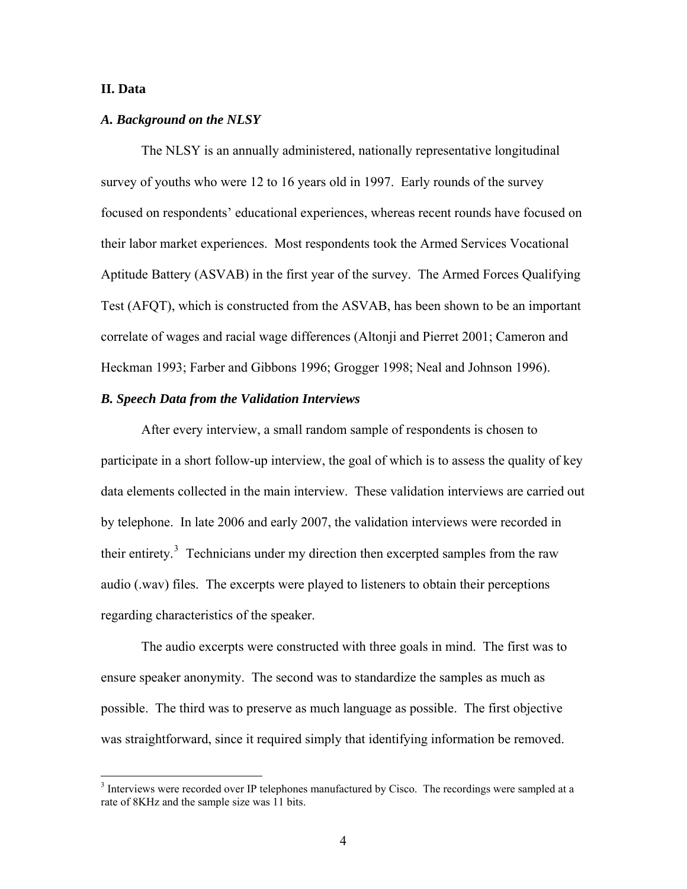## II. Data

### *A. Background on the NLSY*

The NLSY is an annually administered, nationally representative longitudinal survey of youths who were 12 to 16 years old in 1997. Early rounds of the survey focused on respondents' educational experiences, whereas recent rounds have focused on their labor market experiences. Most respondents took the Armed Services Vocational Aptitude Battery (ASVAB) in the first year of the survey. The Armed Forces Qualifying Test (AFQT), which is constructed from the ASVAB, has been shown to be an important correlate of wages and racial wage differences (Altonji and Pierret 2001; Cameron and Heckman 1993; Farber and Gibbons 1996; Grogger 1998; Neal and Johnson 1996).

### *B. Speech Data from the Validation Interviews*

After every interview, a small random sample of respondents is chosen to participate in a short follow-up interview, the goal of which is to assess the quality of key data elements collected in the main interview. These validation interviews are carried out by telephone. In late 2006 and early 2007, the validation interviews were recorded in their entirety.[3] Technicians under my direction then excerpted samples from the raw audio (.wav) files. The excerpts were played to listeners to obtain their perceptions regarding characteristics of the speaker.

The audio excerpts were constructed with three goals in mind. The first was to ensure speaker anonymity. The second was to standardize the samples as much as possible. The third was to preserve as much language as possible. The first objective was straightforward, since it required simply that identifying information be removed.

[3] Interviews were recorded over IP telephones manufactured by Cisco. The recordings were sampled at a rate of 8KHz and the sample size was 11 bits.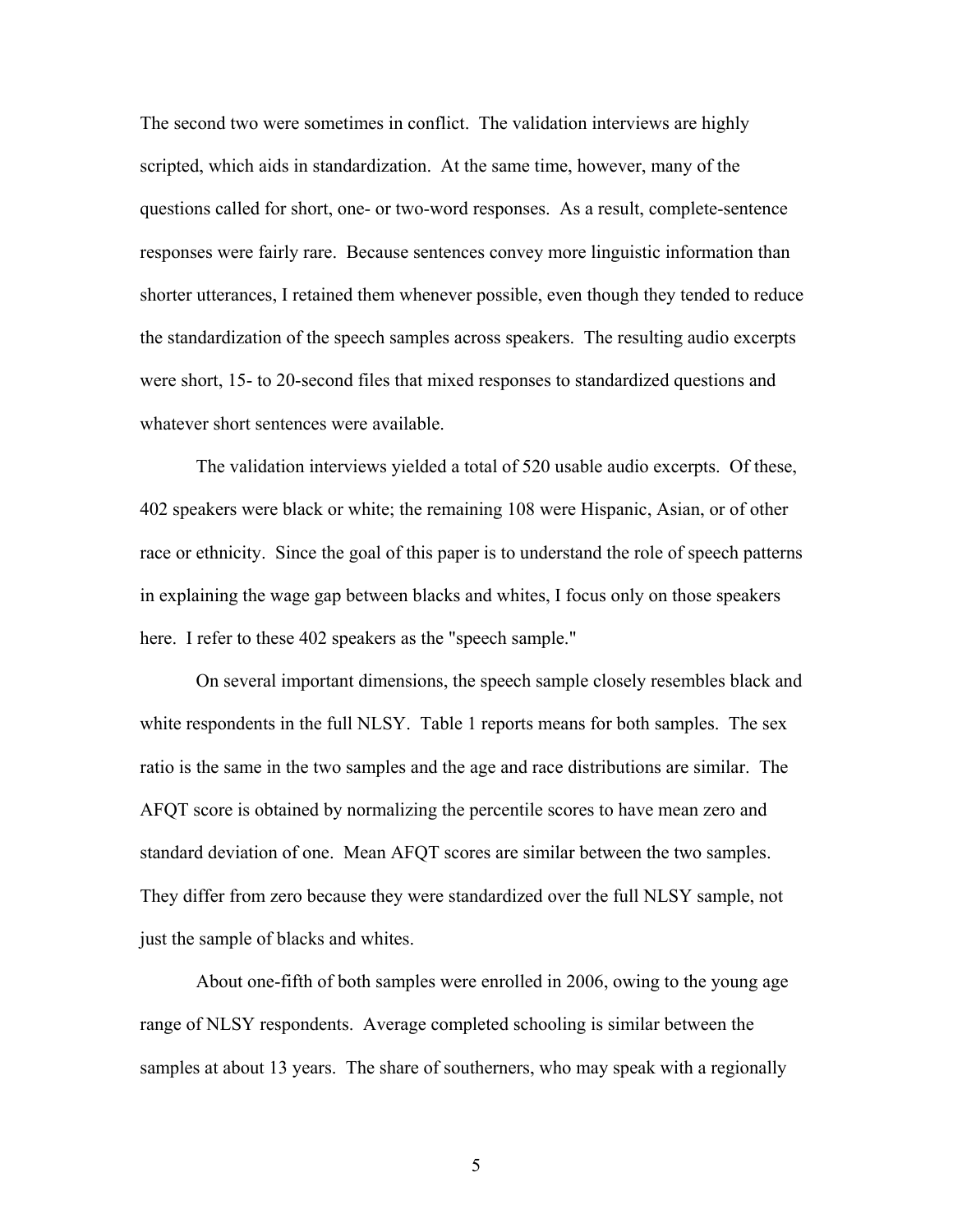The second two were sometimes in conflict. The validation interviews are highly scripted, which aids in standardization. At the same time, however, many of the questions called for short, one- or two-word responses. As a result, complete-sentence responses were fairly rare. Because sentences convey more linguistic information than shorter utterances, I retained them whenever possible, even though they tended to reduce the standardization of the speech samples across speakers. The resulting audio excerpts were short, 15- to 20-second files that mixed responses to standardized questions and whatever short sentences were available.

The validation interviews yielded a total of 520 usable audio excerpts. Of these, 402 speakers were black or white; the remaining 108 were Hispanic, Asian, or of other race or ethnicity. Since the goal of this paper is to understand the role of speech patterns in explaining the wage gap between blacks and whites, I focus only on those speakers here. I refer to these 402 speakers as the "speech sample."

On several important dimensions, the speech sample closely resembles black and white respondents in the full NLSY. Table 1 reports means for both samples. The sex ratio is the same in the two samples and the age and race distributions are similar. The AFQT score is obtained by normalizing the percentile scores to have mean zero and standard deviation of one. Mean AFQT scores are similar between the two samples. They differ from zero because they were standardized over the full NLSY sample, not just the sample of blacks and whites.

About one-fifth of both samples were enrolled in 2006, owing to the young age range of NLSY respondents. Average completed schooling is similar between the samples at about 13 years. The share of southerners, who may speak with a regionally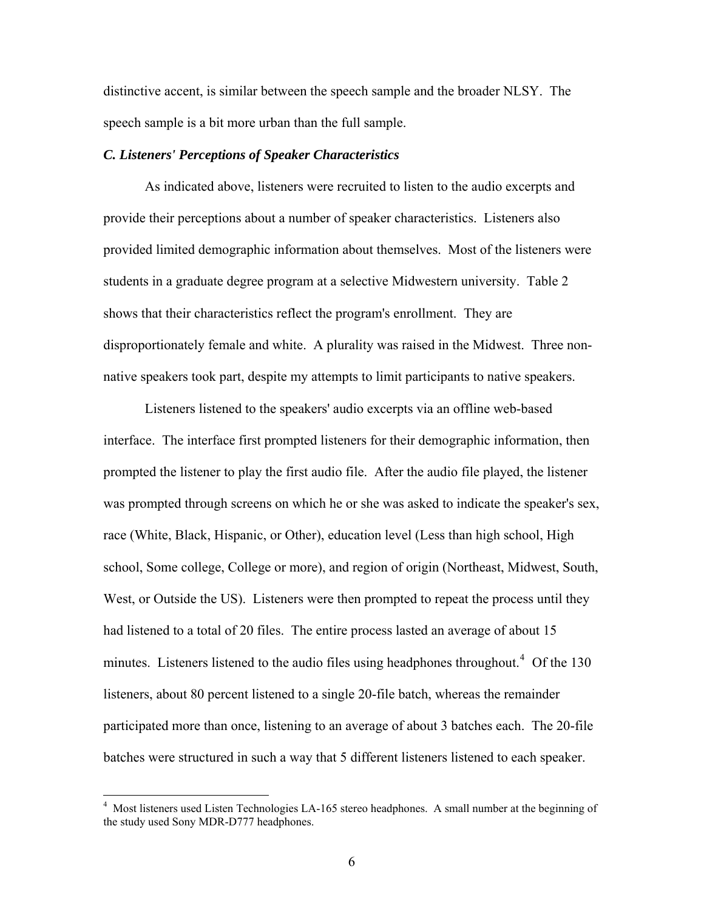distinctive accent, is similar between the speech sample and the broader NLSY. The speech sample is a bit more urban than the full sample.

### *C. Listeners' Perceptions of Speaker Characteristics*

As indicated above, listeners were recruited to listen to the audio excerpts and provide their perceptions about a number of speaker characteristics. Listeners also provided limited demographic information about themselves. Most of the listeners were students in a graduate degree program at a selective Midwestern university. Table 2 shows that their characteristics reflect the program's enrollment. They are disproportionately female and white. A plurality was raised in the Midwest. Three non-native speakers took part, despite my attempts to limit participants to native speakers.

Listeners listened to the speakers' audio excerpts via an offline web-based interface. The interface first prompted listeners for their demographic information, then prompted the listener to play the first audio file. After the audio file played, the listener was prompted through screens on which he or she was asked to indicate the speaker's sex, race (White, Black, Hispanic, or Other), education level (Less than high school, High school, Some college, College or more), and region of origin (Northeast, Midwest, South, West, or Outside the US). Listeners were then prompted to repeat the process until they had listened to a total of 20 files. The entire process lasted an average of about 15 minutes. Listeners listened to the audio files using headphones throughout.[4] Of the 130 listeners, about 80 percent listened to a single 20-file batch, whereas the remainder participated more than once, listening to an average of about 3 batches each. The 20-file batches were structured in such a way that 5 different listeners listened to each speaker.

---

[4] Most listeners used Listen Technologies LA-165 stereo headphones. A small number at the beginning of the study used Sony MDR-D777 headphones.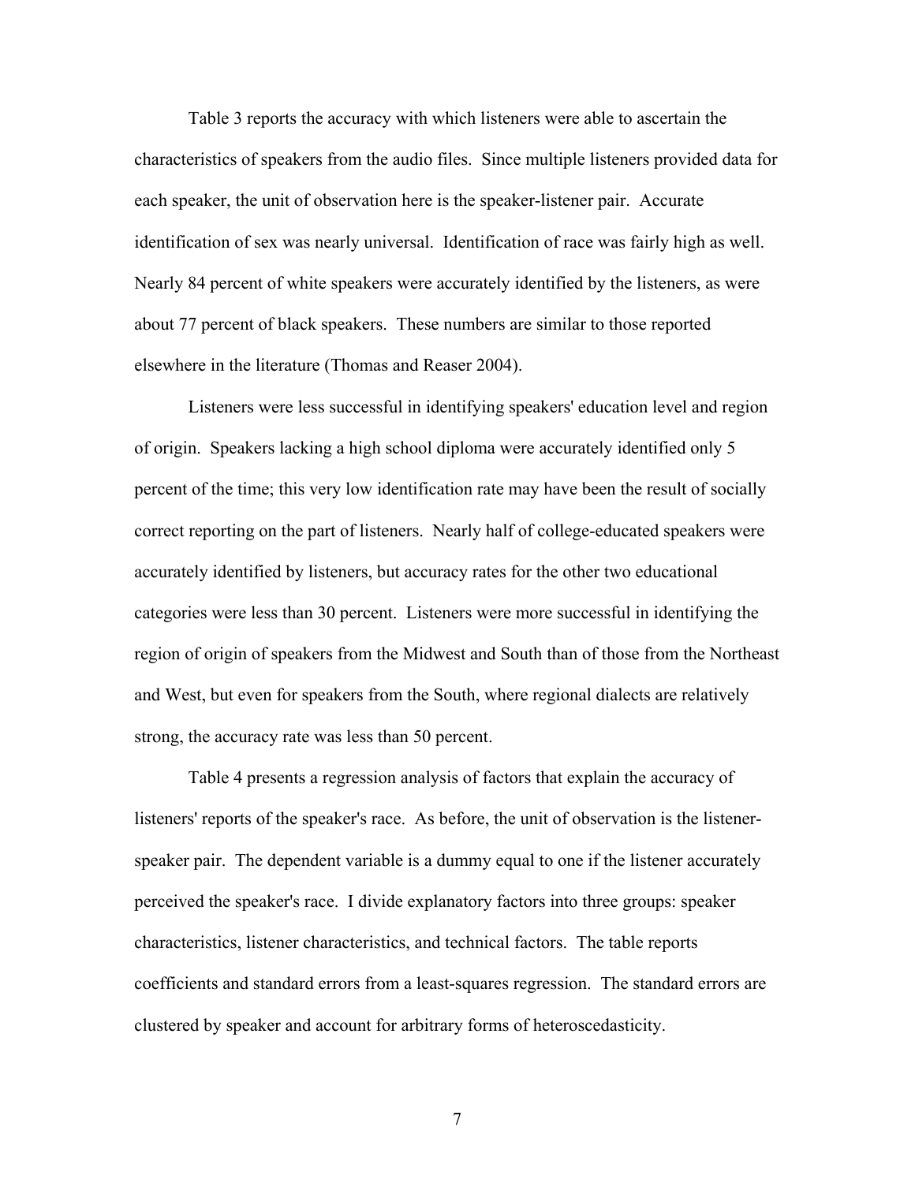Table 3 reports the accuracy with which listeners were able to ascertain the characteristics of speakers from the audio files. Since multiple listeners provided data for each speaker, the unit of observation here is the speaker-listener pair. Accurate identification of sex was nearly universal. Identification of race was fairly high as well. Nearly 84 percent of white speakers were accurately identified by the listeners, as were about 77 percent of black speakers. These numbers are similar to those reported elsewhere in the literature (Thomas and Reaser 2004).

Listeners were less successful in identifying speakers' education level and region of origin. Speakers lacking a high school diploma were accurately identified only 5 percent of the time; this very low identification rate may have been the result of socially correct reporting on the part of listeners. Nearly half of college-educated speakers were accurately identified by listeners, but accuracy rates for the other two educational categories were less than 30 percent. Listeners were more successful in identifying the region of origin of speakers from the Midwest and South than of those from the Northeast and West, but even for speakers from the South, where regional dialects are relatively strong, the accuracy rate was less than 50 percent.

Table 4 presents a regression analysis of factors that explain the accuracy of listeners' reports of the speaker's race. As before, the unit of observation is the listener-speaker pair. The dependent variable is a dummy equal to one if the listener accurately perceived the speaker's race. I divide explanatory factors into three groups: speaker characteristics, listener characteristics, and technical factors. The table reports coefficients and standard errors from a least-squares regression. The standard errors are clustered by speaker and account for arbitrary forms of heteroscedasticity.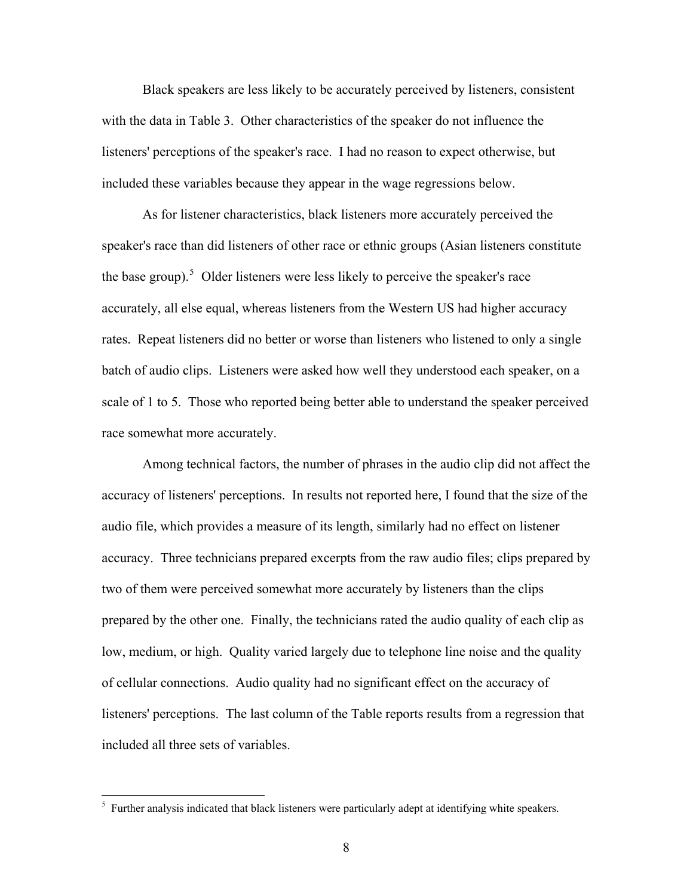Black speakers are less likely to be accurately perceived by listeners, consistent with the data in Table 3. Other characteristics of the speaker do not influence the listeners' perceptions of the speaker's race. I had no reason to expect otherwise, but included these variables because they appear in the wage regressions below.

As for listener characteristics, black listeners more accurately perceived the speaker's race than did listeners of other race or ethnic groups (Asian listeners constitute the base group).[5] Older listeners were less likely to perceive the speaker's race accurately, all else equal, whereas listeners from the Western US had higher accuracy rates. Repeat listeners did no better or worse than listeners who listened to only a single batch of audio clips. Listeners were asked how well they understood each speaker, on a scale of 1 to 5. Those who reported being better able to understand the speaker perceived race somewhat more accurately.

Among technical factors, the number of phrases in the audio clip did not affect the accuracy of listeners' perceptions. In results not reported here, I found that the size of the audio file, which provides a measure of its length, similarly had no effect on listener accuracy. Three technicians prepared excerpts from the raw audio files; clips prepared by two of them were perceived somewhat more accurately by listeners than the clips prepared by the other one. Finally, the technicians rated the audio quality of each clip as low, medium, or high. Quality varied largely due to telephone line noise and the quality of cellular connections. Audio quality had no significant effect on the accuracy of listeners' perceptions. The last column of the Table reports results from a regression that included all three sets of variables.

[5] Further analysis indicated that black listeners were particularly adept at identifying white speakers.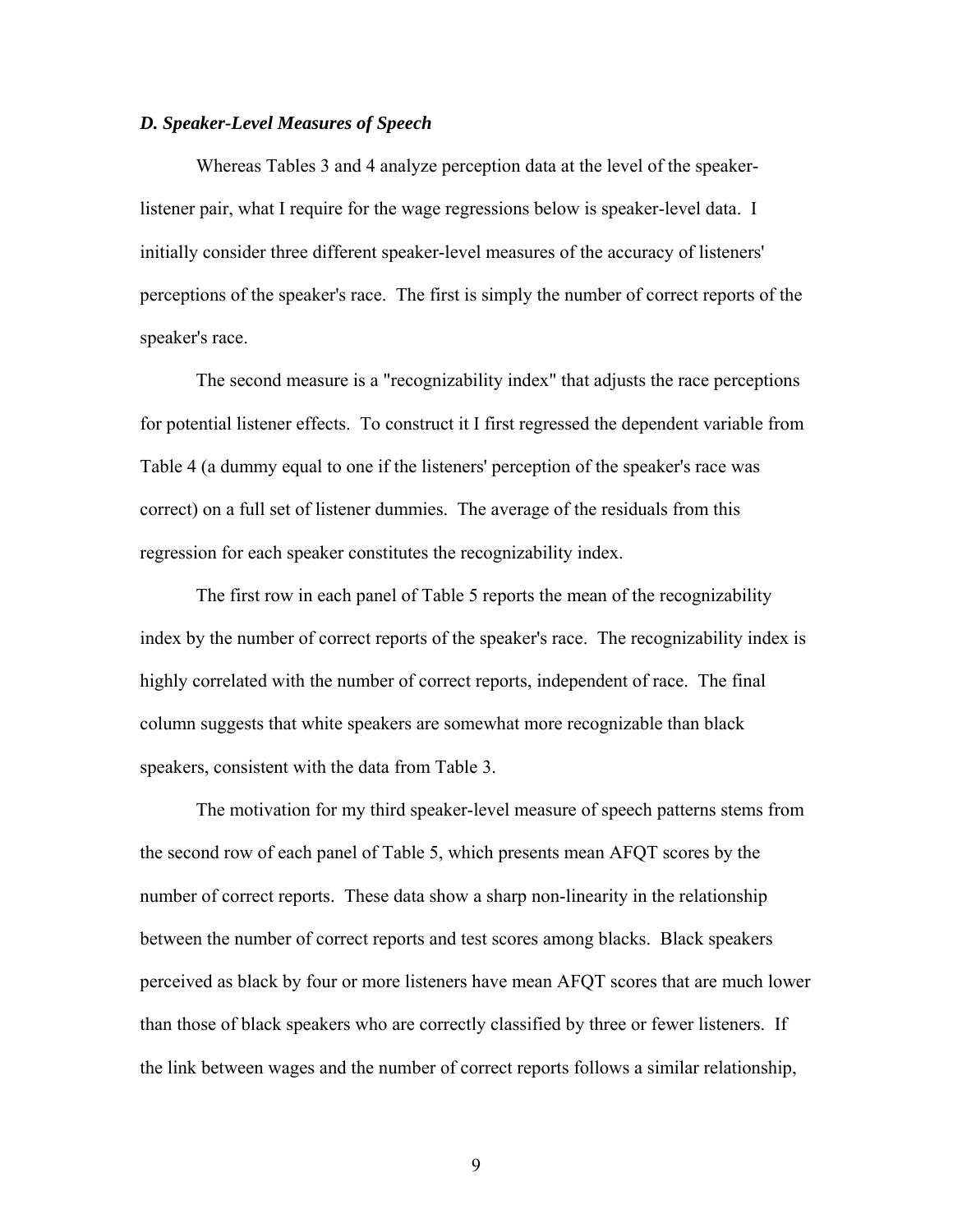### *D. Speaker-Level Measures of Speech*

Whereas Tables 3 and 4 analyze perception data at the level of the speaker-listener pair, what I require for the wage regressions below is speaker-level data. I initially consider three different speaker-level measures of the accuracy of listeners' perceptions of the speaker's race. The first is simply the number of correct reports of the speaker's race.

The second measure is a "recognizability index" that adjusts the race perceptions for potential listener effects. To construct it I first regressed the dependent variable from Table 4 (a dummy equal to one if the listeners' perception of the speaker's race was correct) on a full set of listener dummies. The average of the residuals from this regression for each speaker constitutes the recognizability index.

The first row in each panel of Table 5 reports the mean of the recognizability index by the number of correct reports of the speaker's race. The recognizability index is highly correlated with the number of correct reports, independent of race. The final column suggests that white speakers are somewhat more recognizable than black speakers, consistent with the data from Table 3.

The motivation for my third speaker-level measure of speech patterns stems from the second row of each panel of Table 5, which presents mean AFQT scores by the number of correct reports. These data show a sharp non-linearity in the relationship between the number of correct reports and test scores among blacks. Black speakers perceived as black by four or more listeners have mean AFQT scores that are much lower than those of black speakers who are correctly classified by three or fewer listeners. If the link between wages and the number of correct reports follows a similar relationship,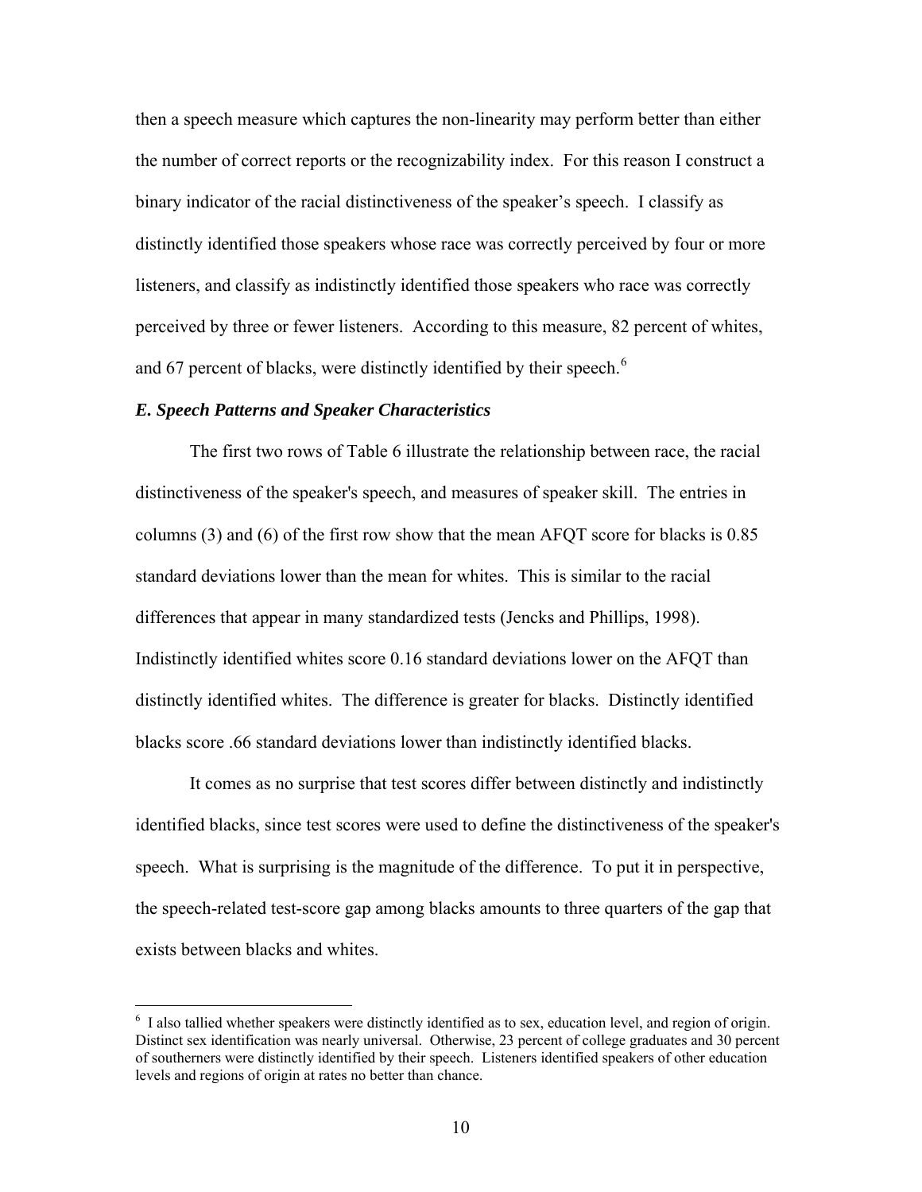then a speech measure which captures the non-linearity may perform better than either the number of correct reports or the recognizability index. For this reason I construct a binary indicator of the racial distinctiveness of the speaker's speech. I classify as distinctly identified those speakers whose race was correctly perceived by four or more listeners, and classify as indistinctly identified those speakers who race was correctly perceived by three or fewer listeners. According to this measure, 82 percent of whites, and 67 percent of blacks, were distinctly identified by their speech.[6]

### *E. Speech Patterns and Speaker Characteristics*

The first two rows of Table 6 illustrate the relationship between race, the racial distinctiveness of the speaker's speech, and measures of speaker skill. The entries in columns (3) and (6) of the first row show that the mean AFQT score for blacks is 0.85 standard deviations lower than the mean for whites. This is similar to the racial differences that appear in many standardized tests (Jencks and Phillips, 1998). Indistinctly identified whites score 0.16 standard deviations lower on the AFQT than distinctly identified whites. The difference is greater for blacks. Distinctly identified blacks score .66 standard deviations lower than indistinctly identified blacks.

It comes as no surprise that test scores differ between distinctly and indistinctly identified blacks, since test scores were used to define the distinctiveness of the speaker's speech. What is surprising is the magnitude of the difference. To put it in perspective, the speech-related test-score gap among blacks amounts to three quarters of the gap that exists between blacks and whites.

[6] I also tallied whether speakers were distinctly identified as to sex, education level, and region of origin. Distinct sex identification was nearly universal. Otherwise, 23 percent of college graduates and 30 percent of southerners were distinctly identified by their speech. Listeners identified speakers of other education levels and regions of origin at rates no better than chance.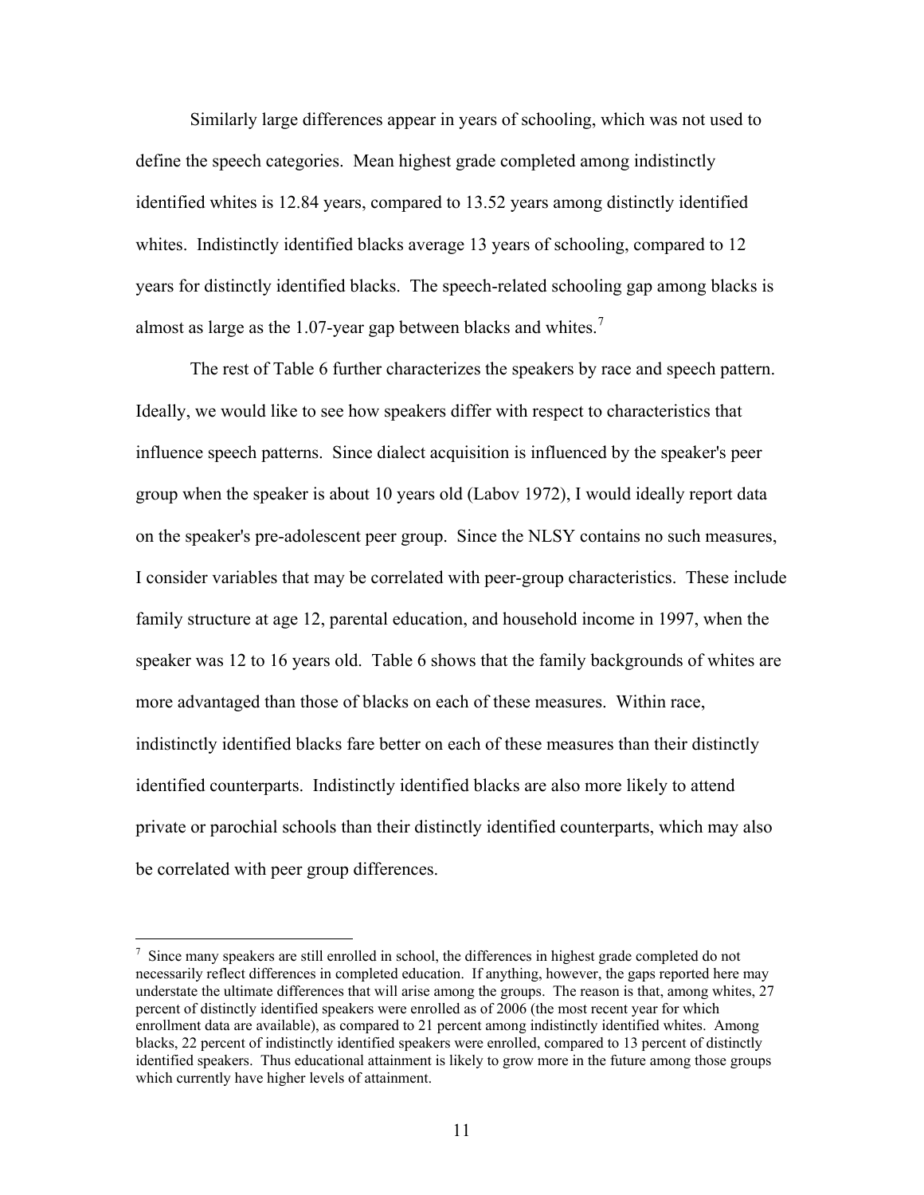Similarly large differences appear in years of schooling, which was not used to define the speech categories. Mean highest grade completed among indistinctly identified whites is 12.84 years, compared to 13.52 years among distinctly identified whites. Indistinctly identified blacks average 13 years of schooling, compared to 12 years for distinctly identified blacks. The speech-related schooling gap among blacks is almost as large as the 1.07-year gap between blacks and whites.[7]

The rest of Table 6 further characterizes the speakers by race and speech pattern. Ideally, we would like to see how speakers differ with respect to characteristics that influence speech patterns. Since dialect acquisition is influenced by the speaker's peer group when the speaker is about 10 years old (Labov 1972), I would ideally report data on the speaker's pre-adolescent peer group. Since the NLSY contains no such measures, I consider variables that may be correlated with peer-group characteristics. These include family structure at age 12, parental education, and household income in 1997, when the speaker was 12 to 16 years old. Table 6 shows that the family backgrounds of whites are more advantaged than those of blacks on each of these measures. Within race, indistinctly identified blacks fare better on each of these measures than their distinctly identified counterparts. Indistinctly identified blacks are also more likely to attend private or parochial schools than their distinctly identified counterparts, which may also be correlated with peer group differences.

---

[7] Since many speakers are still enrolled in school, the differences in highest grade completed do not necessarily reflect differences in completed education. If anything, however, the gaps reported here may understate the ultimate differences that will arise among the groups. The reason is that, among whites, 27 percent of distinctly identified speakers were enrolled as of 2006 (the most recent year for which enrollment data are available), as compared to 21 percent among indistinctly identified whites. Among blacks, 22 percent of indistinctly identified speakers were enrolled, compared to 13 percent of distinctly identified speakers. Thus educational attainment is likely to grow more in the future among those groups which currently have higher levels of attainment.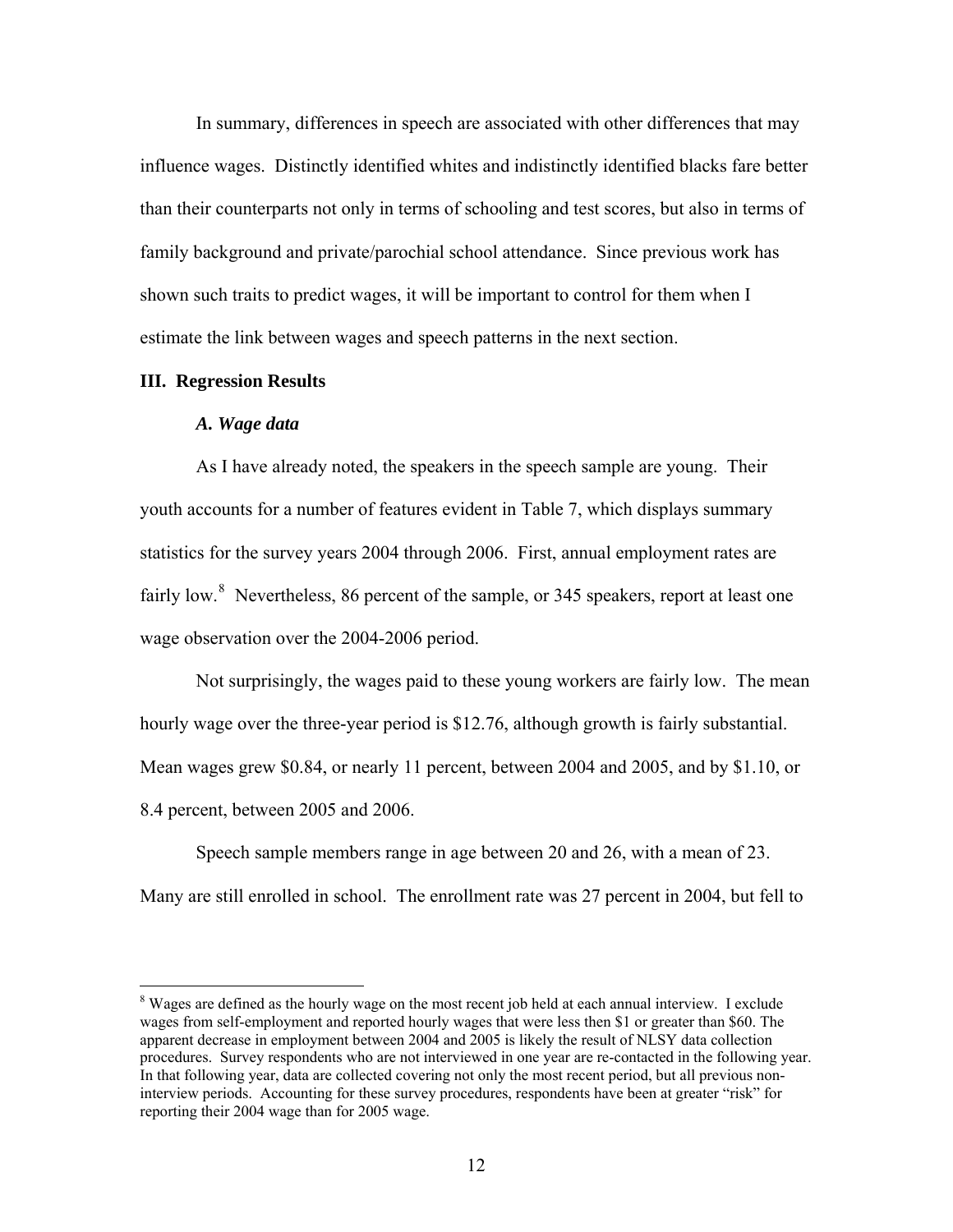In summary, differences in speech are associated with other differences that may influence wages. Distinctly identified whites and indistinctly identified blacks fare better than their counterparts not only in terms of schooling and test scores, but also in terms of family background and private/parochial school attendance. Since previous work has shown such traits to predict wages, it will be important to control for them when I estimate the link between wages and speech patterns in the next section.

## III. Regression Results

### *A. Wage data*

As I have already noted, the speakers in the speech sample are young. Their youth accounts for a number of features evident in Table 7, which displays summary statistics for the survey years 2004 through 2006. First, annual employment rates are fairly low.[8] Nevertheless, 86 percent of the sample, or 345 speakers, report at least one wage observation over the 2004-2006 period.

Not surprisingly, the wages paid to these young workers are fairly low. The mean hourly wage over the three-year period is \$12.76, although growth is fairly substantial. Mean wages grew \$0.84, or nearly 11 percent, between 2004 and 2005, and by \$1.10, or 8.4 percent, between 2005 and 2006.

Speech sample members range in age between 20 and 26, with a mean of 23. Many are still enrolled in school. The enrollment rate was 27 percent in 2004, but fell to

[8] Wages are defined as the hourly wage on the most recent job held at each annual interview. I exclude wages from self-employment and reported hourly wages that were less then \$1 or greater than \$60. The apparent decrease in employment between 2004 and 2005 is likely the result of NLSY data collection procedures. Survey respondents who are not interviewed in one year are re-contacted in the following year. In that following year, data are collected covering not only the most recent period, but all previous non-interview periods. Accounting for these survey procedures, respondents have been at greater "risk" for reporting their 2004 wage than for 2005 wage.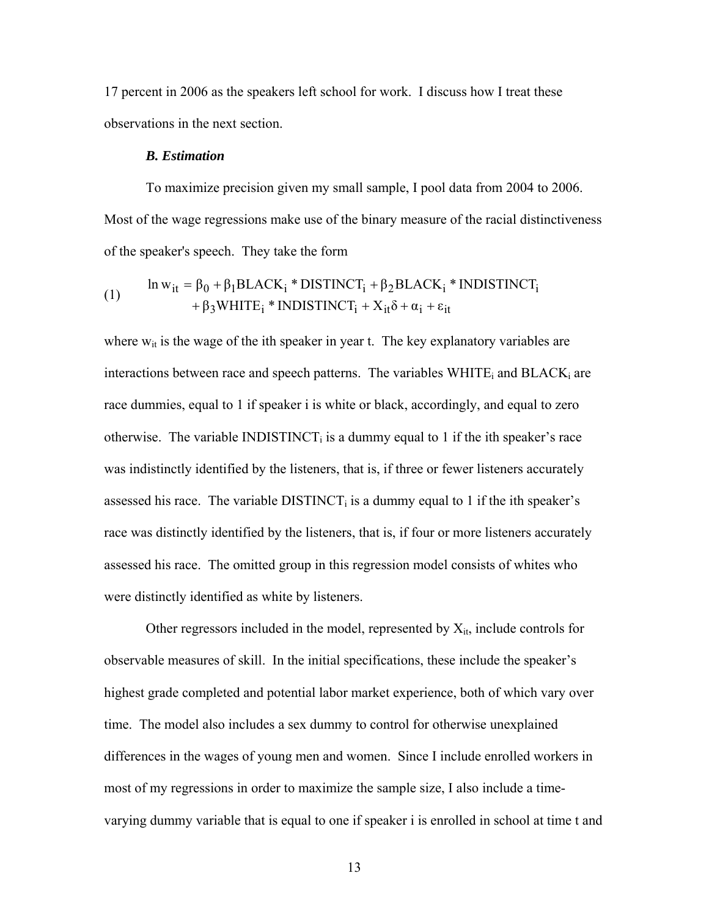17 percent in 2006 as the speakers left school for work. I discuss how I treat these observations in the next section.

### *B. Estimation*

To maximize precision given my small sample, I pool data from 2004 to 2006. Most of the wage regressions make use of the binary measure of the racial distinctiveness of the speaker's speech. They take the form

$$
\begin{aligned}
(1) \qquad \ln w_{it} = \beta_0 &+ \beta_1 BLACK_i * DISTINCT_i + \beta_2 BLACK_i * INDISTINCT_i \\
&+ \beta_3 WHITE_i * INDISTINCT_i + X_{it}\delta + \alpha_i + \varepsilon_{it}
\end{aligned}
$$

where $w_{it}$ is the wage of the ith speaker in year t. The key explanatory variables are interactions between race and speech patterns. The variables $WHITE_i$ and $BLACK_i$ are race dummies, equal to 1 if speaker i is white or black, accordingly, and equal to zero otherwise. The variable $INDISTINCT_i$ is a dummy equal to 1 if the ith speaker's race was indistinctly identified by the listeners, that is, if three or fewer listeners accurately assessed his race. The variable $DISTINCT_i$ is a dummy equal to 1 if the ith speaker's race was distinctly identified by the listeners, that is, if four or more listeners accurately assessed his race. The omitted group in this regression model consists of whites who were distinctly identified as white by listeners.

Other regressors included in the model, represented by $X_{it}$, include controls for observable measures of skill. In the initial specifications, these include the speaker's highest grade completed and potential labor market experience, both of which vary over time. The model also includes a sex dummy to control for otherwise unexplained differences in the wages of young men and women. Since I include enrolled workers in most of my regressions in order to maximize the sample size, I also include a time-varying dummy variable that is equal to one if speaker i is enrolled in school at time t and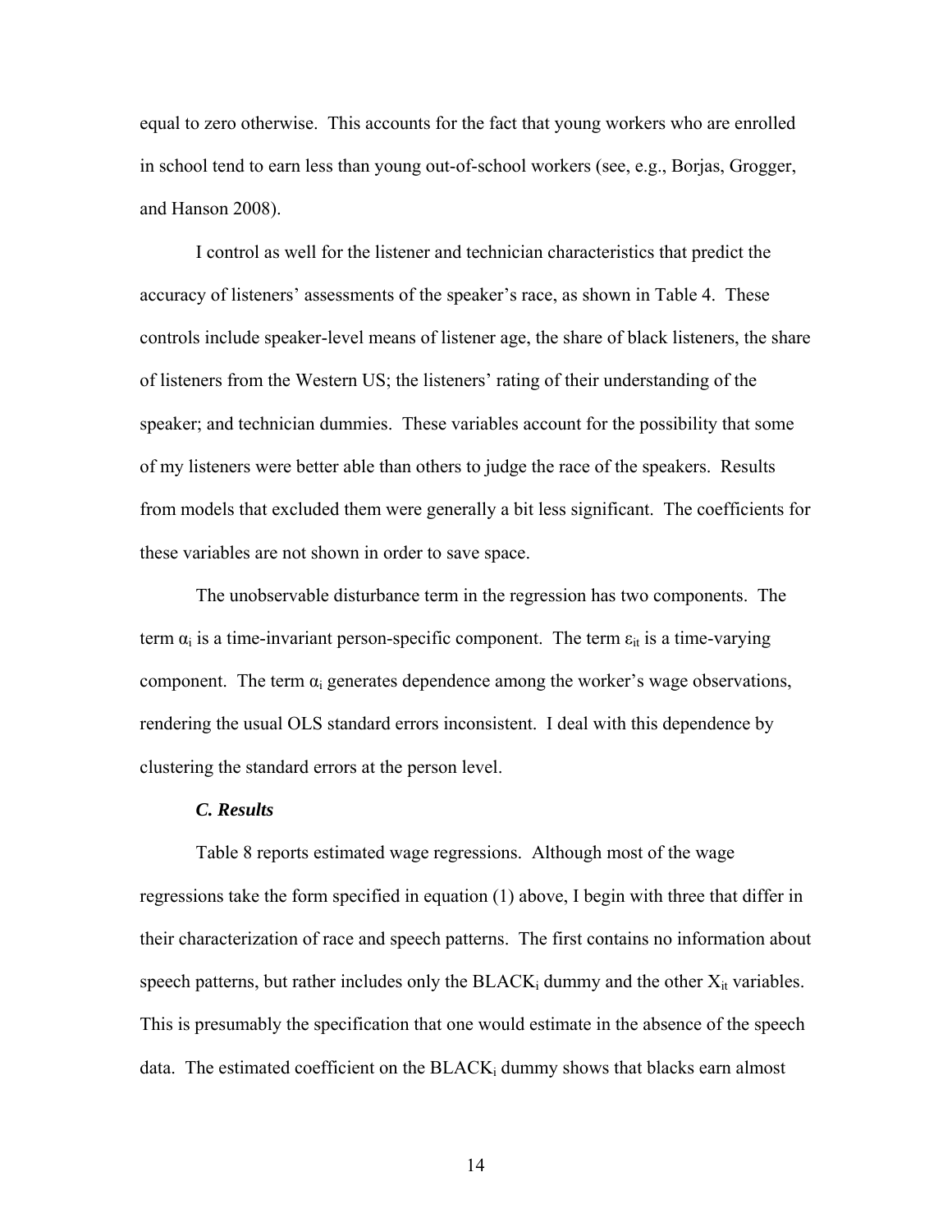equal to zero otherwise. This accounts for the fact that young workers who are enrolled in school tend to earn less than young out-of-school workers (see, e.g., Borjas, Grogger, and Hanson 2008).

I control as well for the listener and technician characteristics that predict the accuracy of listeners' assessments of the speaker's race, as shown in Table 4. These controls include speaker-level means of listener age, the share of black listeners, the share of listeners from the Western US; the listeners' rating of their understanding of the speaker; and technician dummies. These variables account for the possibility that some of my listeners were better able than others to judge the race of the speakers. Results from models that excluded them were generally a bit less significant. The coefficients for these variables are not shown in order to save space.

The unobservable disturbance term in the regression has two components. The term $\alpha_i$ is a time-invariant person-specific component. The term $\varepsilon_{it}$ is a time-varying component. The term $\alpha_i$ generates dependence among the worker's wage observations, rendering the usual OLS standard errors inconsistent. I deal with this dependence by clustering the standard errors at the person level.

### *C. Results*

Table 8 reports estimated wage regressions. Although most of the wage regressions take the form specified in equation (1) above, I begin with three that differ in their characterization of race and speech patterns. The first contains no information about speech patterns, but rather includes only the $BLACK_i$ dummy and the other $X_{it}$ variables. This is presumably the specification that one would estimate in the absence of the speech data. The estimated coefficient on the $BLACK_i$ dummy shows that blacks earn almost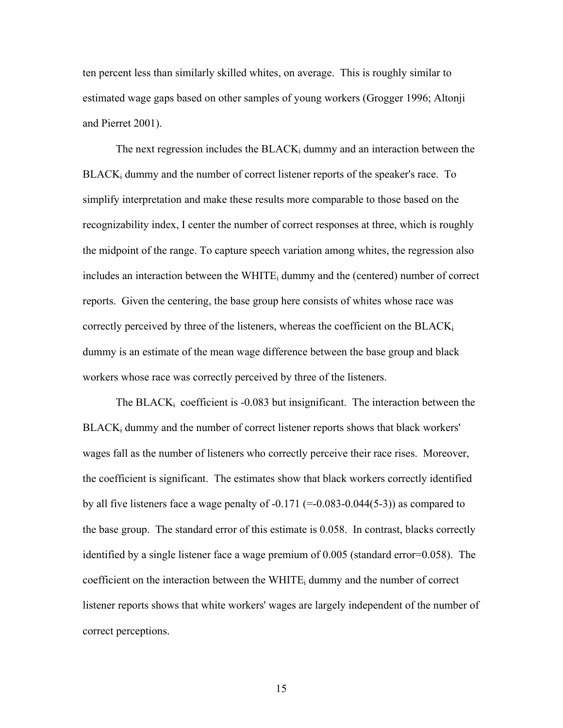ten percent less than similarly skilled whites, on average. This is roughly similar to estimated wage gaps based on other samples of young workers (Grogger 1996; Altonji and Pierret 2001).

The next regression includes the $BLACK_i$ dummy and an interaction between the $BLACK_i$ dummy and the number of correct listener reports of the speaker's race. To simplify interpretation and make these results more comparable to those based on the recognizability index, I center the number of correct responses at three, which is roughly the midpoint of the range. To capture speech variation among whites, the regression also includes an interaction between the $WHITE_i$ dummy and the (centered) number of correct reports. Given the centering, the base group here consists of whites whose race was correctly perceived by three of the listeners, whereas the coefficient on the $BLACK_i$ dummy is an estimate of the mean wage difference between the base group and black workers whose race was correctly perceived by three of the listeners.

The $BLACK_i$ coefficient is -0.083 but insignificant. The interaction between the $BLACK_i$ dummy and the number of correct listener reports shows that black workers' wages fall as the number of listeners who correctly perceive their race rises. Moreover, the coefficient is significant. The estimates show that black workers correctly identified by all five listeners face a wage penalty of -0.171 (=-0.083-0.044(5-3)) as compared to the base group. The standard error of this estimate is 0.058. In contrast, blacks correctly identified by a single listener face a wage premium of 0.005 (standard error=0.058). The coefficient on the interaction between the $WHITE_i$ dummy and the number of correct listener reports shows that white workers' wages are largely independent of the number of correct perceptions.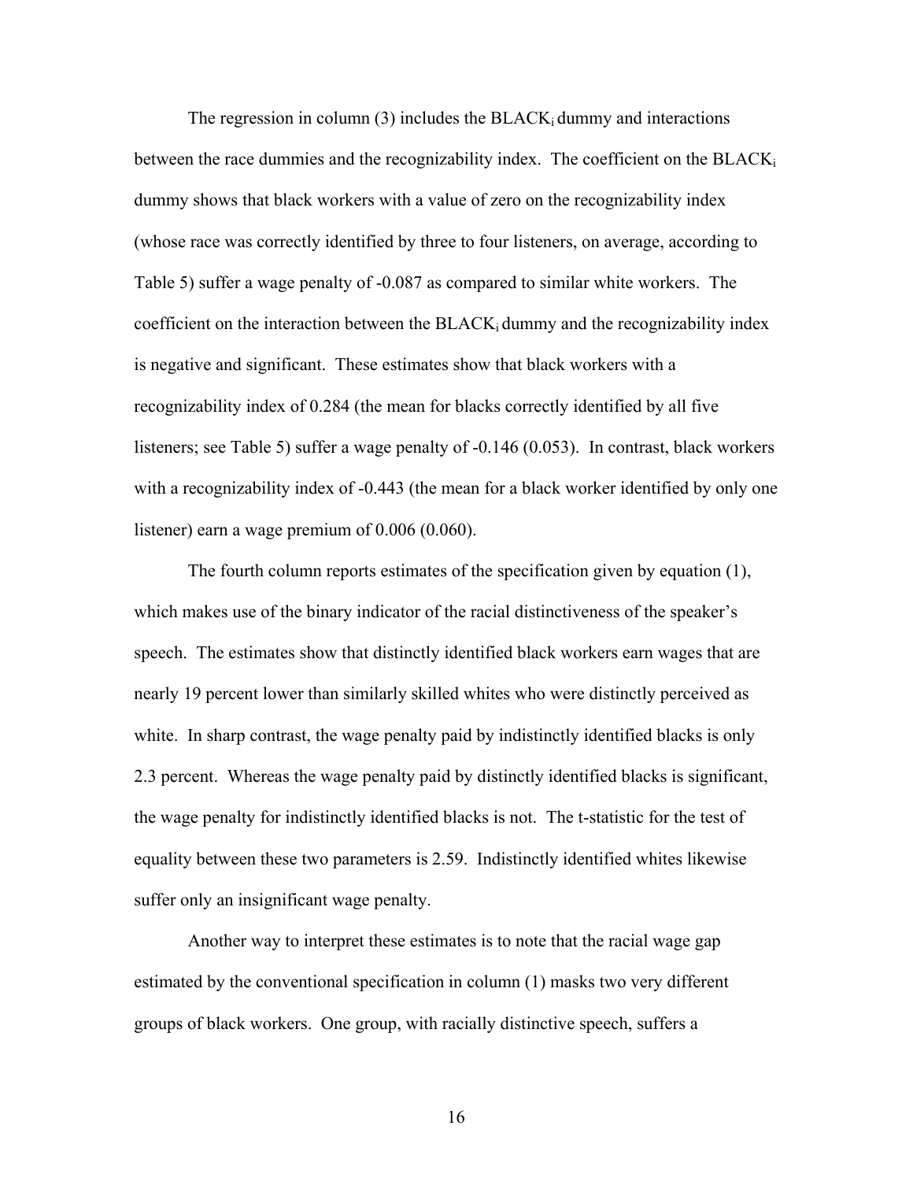The regression in column (3) includes the $BLACK_i$ dummy and interactions between the race dummies and the recognizability index. The coefficient on the $BLACK_i$ dummy shows that black workers with a value of zero on the recognizability index (whose race was correctly identified by three to four listeners, on average, according to Table 5) suffer a wage penalty of -0.087 as compared to similar white workers. The coefficient on the interaction between the $BLACK_i$ dummy and the recognizability index is negative and significant. These estimates show that black workers with a recognizability index of 0.284 (the mean for blacks correctly identified by all five listeners; see Table 5) suffer a wage penalty of -0.146 (0.053). In contrast, black workers with a recognizability index of -0.443 (the mean for a black worker identified by only one listener) earn a wage premium of 0.006 (0.060).

The fourth column reports estimates of the specification given by equation (1), which makes use of the binary indicator of the racial distinctiveness of the speaker's speech. The estimates show that distinctly identified black workers earn wages that are nearly 19 percent lower than similarly skilled whites who were distinctly perceived as white. In sharp contrast, the wage penalty paid by indistinctly identified blacks is only 2.3 percent. Whereas the wage penalty paid by distinctly identified blacks is significant, the wage penalty for indistinctly identified blacks is not. The t-statistic for the test of equality between these two parameters is 2.59. Indistinctly identified whites likewise suffer only an insignificant wage penalty.

Another way to interpret these estimates is to note that the racial wage gap estimated by the conventional specification in column (1) masks two very different groups of black workers. One group, with racially distinctive speech, suffers a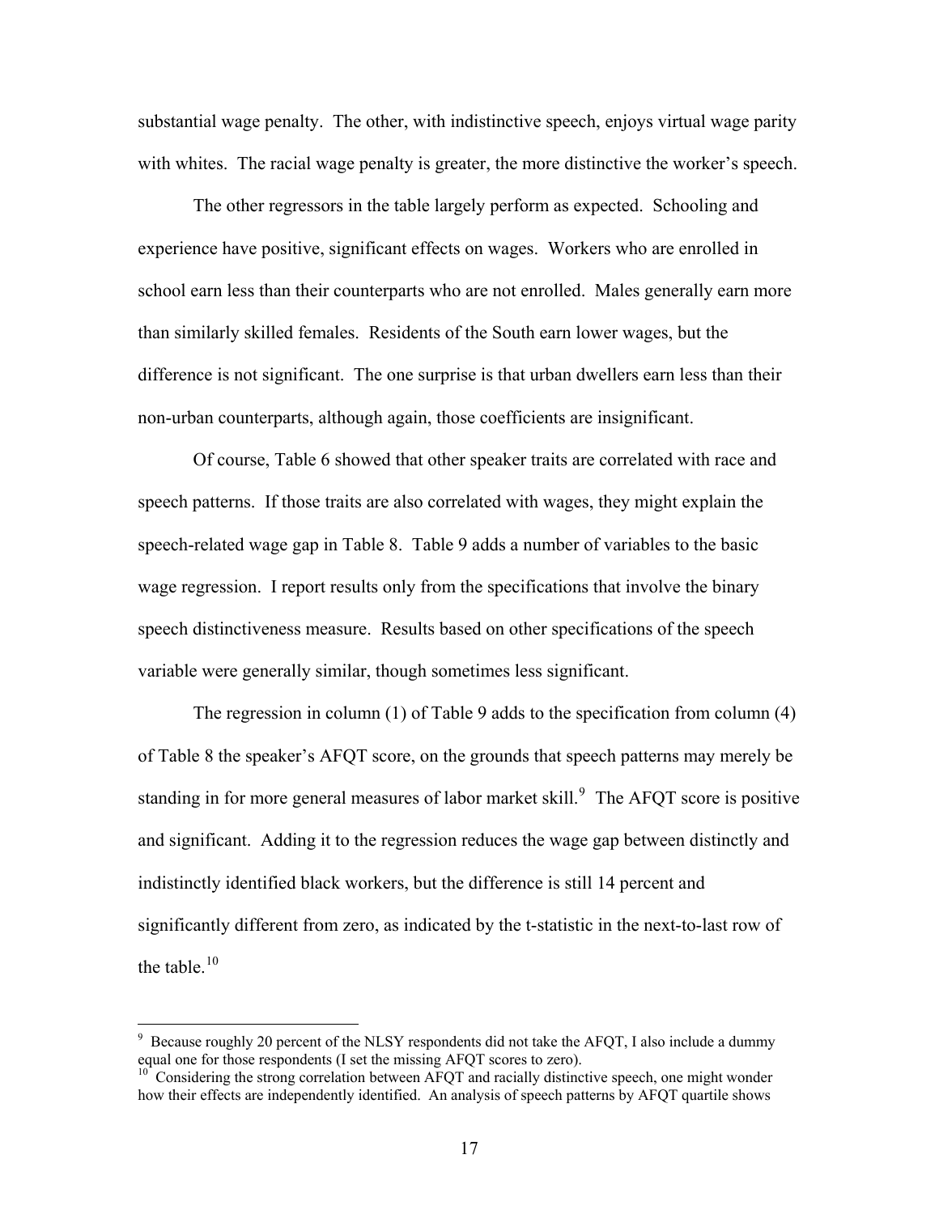substantial wage penalty. The other, with indistinctive speech, enjoys virtual wage parity with whites. The racial wage penalty is greater, the more distinctive the worker's speech.

The other regressors in the table largely perform as expected. Schooling and experience have positive, significant effects on wages. Workers who are enrolled in school earn less than their counterparts who are not enrolled. Males generally earn more than similarly skilled females. Residents of the South earn lower wages, but the difference is not significant. The one surprise is that urban dwellers earn less than their non-urban counterparts, although again, those coefficients are insignificant.

Of course, Table 6 showed that other speaker traits are correlated with race and speech patterns. If those traits are also correlated with wages, they might explain the speech-related wage gap in Table 8. Table 9 adds a number of variables to the basic wage regression. I report results only from the specifications that involve the binary speech distinctiveness measure. Results based on other specifications of the speech variable were generally similar, though sometimes less significant.

The regression in column (1) of Table 9 adds to the specification from column (4) of Table 8 the speaker's AFQT score, on the grounds that speech patterns may merely be standing in for more general measures of labor market skill.[9] The AFQT score is positive and significant. Adding it to the regression reduces the wage gap between distinctly and indistinctly identified black workers, but the difference is still 14 percent and significantly different from zero, as indicated by the t-statistic in the next-to-last row of the table.[10]

---

[9] Because roughly 20 percent of the NLSY respondents did not take the AFQT, I also include a dummy equal one for those respondents (I set the missing AFQT scores to zero).

[10] Considering the strong correlation between AFQT and racially distinctive speech, one might wonder how their effects are independently identified. An analysis of speech patterns by AFQT quartile shows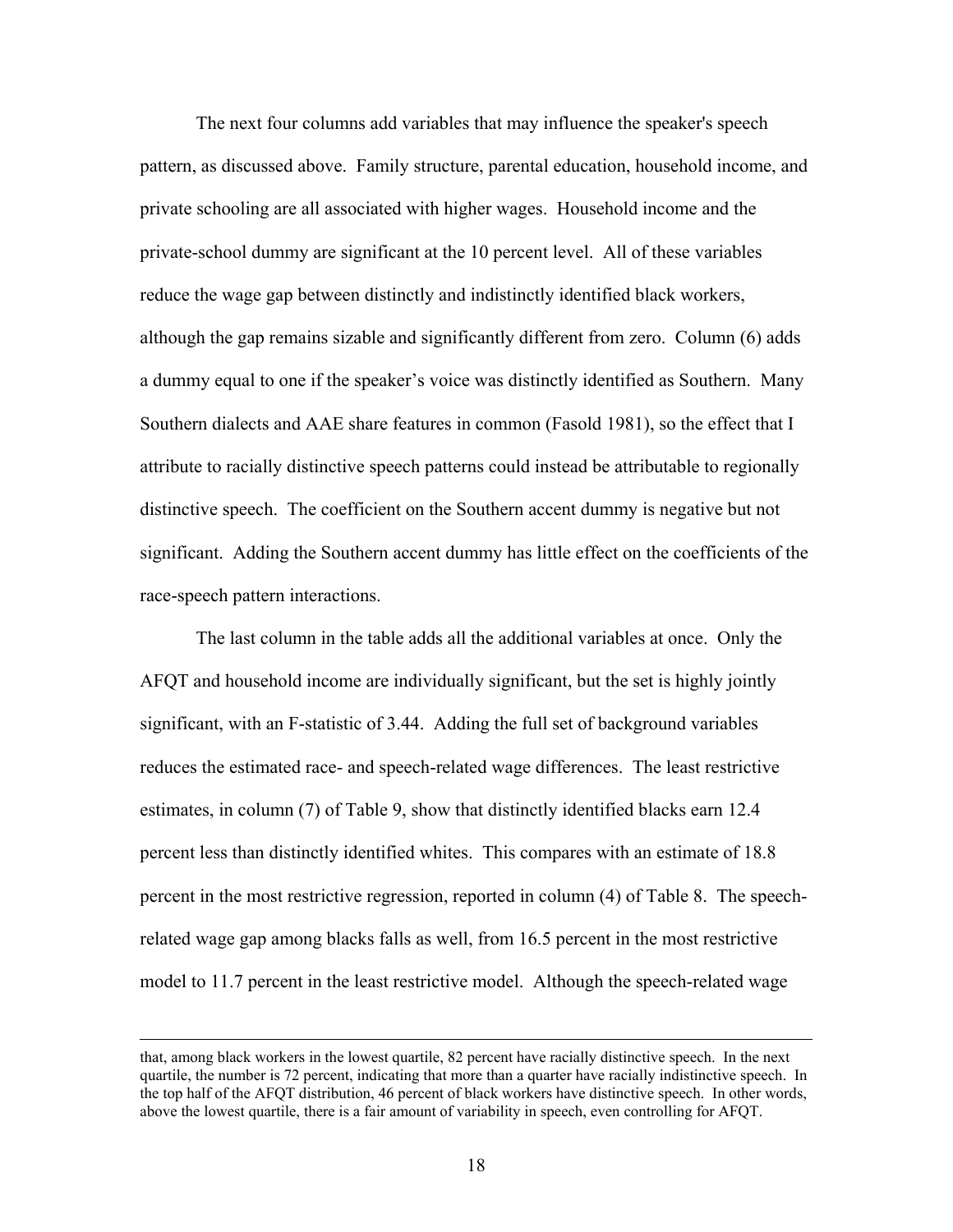The next four columns add variables that may influence the speaker's speech pattern, as discussed above. Family structure, parental education, household income, and private schooling are all associated with higher wages. Household income and the private-school dummy are significant at the 10 percent level. All of these variables reduce the wage gap between distinctly and indistinctly identified black workers, although the gap remains sizable and significantly different from zero. Column (6) adds a dummy equal to one if the speaker's voice was distinctly identified as Southern. Many Southern dialects and AAE share features in common (Fasold 1981), so the effect that I attribute to racially distinctive speech patterns could instead be attributable to regionally distinctive speech. The coefficient on the Southern accent dummy is negative but not significant. Adding the Southern accent dummy has little effect on the coefficients of the race-speech pattern interactions.

The last column in the table adds all the additional variables at once. Only the AFQT and household income are individually significant, but the set is highly jointly significant, with an F-statistic of 3.44. Adding the full set of background variables reduces the estimated race- and speech-related wage differences. The least restrictive estimates, in column (7) of Table 9, show that distinctly identified blacks earn 12.4 percent less than distinctly identified whites. This compares with an estimate of 18.8 percent in the most restrictive regression, reported in column (4) of Table 8. The speech-related wage gap among blacks falls as well, from 16.5 percent in the most restrictive model to 11.7 percent in the least restrictive model. Although the speech-related wage

---

that, among black workers in the lowest quartile, 82 percent have racially distinctive speech. In the next quartile, the number is 72 percent, indicating that more than a quarter have racially indistinctive speech. In the top half of the AFQT distribution, 46 percent of black workers have distinctive speech. In other words, above the lowest quartile, there is a fair amount of variability in speech, even controlling for AFQT.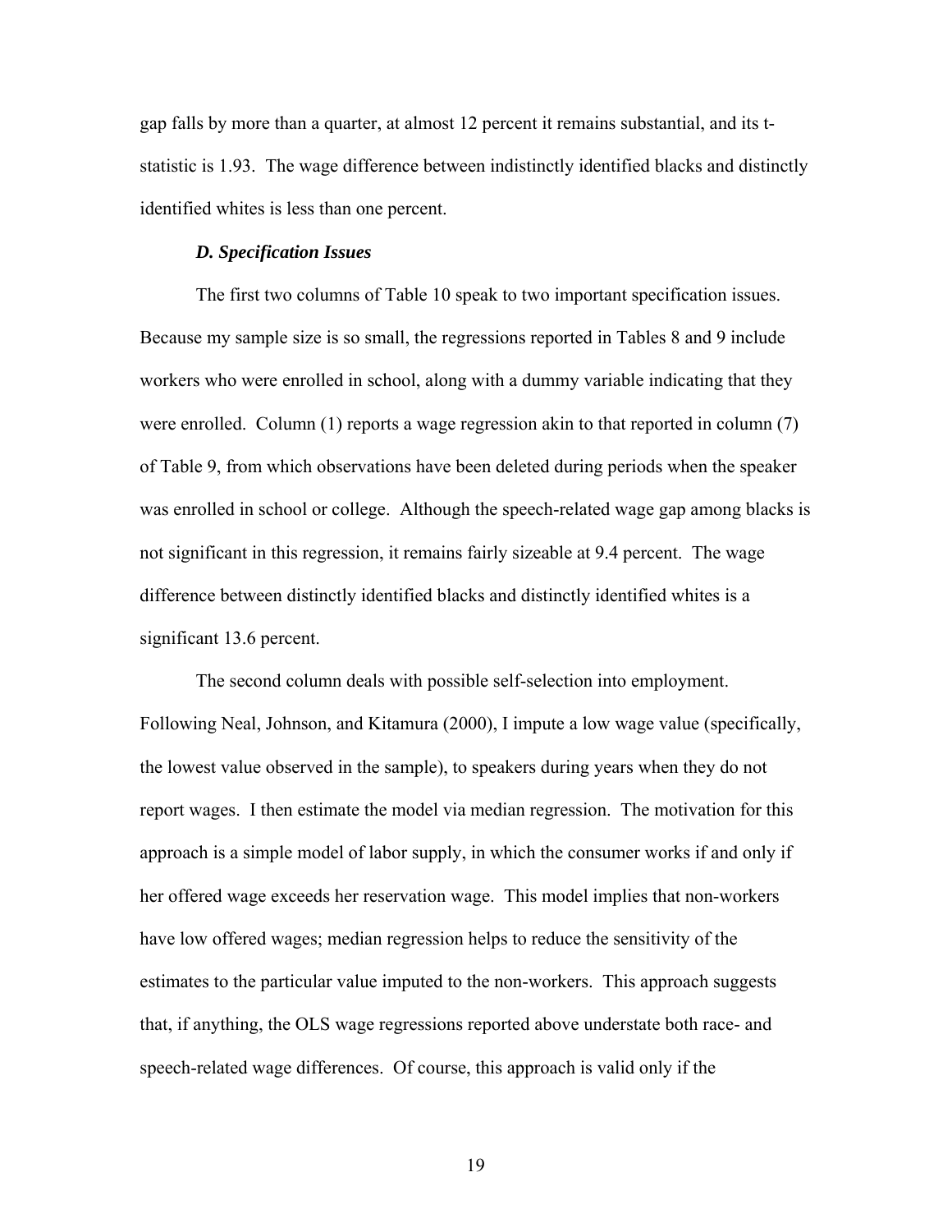gap falls by more than a quarter, at almost 12 percent it remains substantial, and its t-statistic is 1.93. The wage difference between indistinctly identified blacks and distinctly identified whites is less than one percent.

### *D. Specification Issues*

The first two columns of Table 10 speak to two important specification issues. Because my sample size is so small, the regressions reported in Tables 8 and 9 include workers who were enrolled in school, along with a dummy variable indicating that they were enrolled. Column (1) reports a wage regression akin to that reported in column (7) of Table 9, from which observations have been deleted during periods when the speaker was enrolled in school or college. Although the speech-related wage gap among blacks is not significant in this regression, it remains fairly sizeable at 9.4 percent. The wage difference between distinctly identified blacks and distinctly identified whites is a significant 13.6 percent.

The second column deals with possible self-selection into employment. Following Neal, Johnson, and Kitamura (2000), I impute a low wage value (specifically, the lowest value observed in the sample), to speakers during years when they do not report wages. I then estimate the model via median regression. The motivation for this approach is a simple model of labor supply, in which the consumer works if and only if her offered wage exceeds her reservation wage. This model implies that non-workers have low offered wages; median regression helps to reduce the sensitivity of the estimates to the particular value imputed to the non-workers. This approach suggests that, if anything, the OLS wage regressions reported above understate both race- and speech-related wage differences. Of course, this approach is valid only if the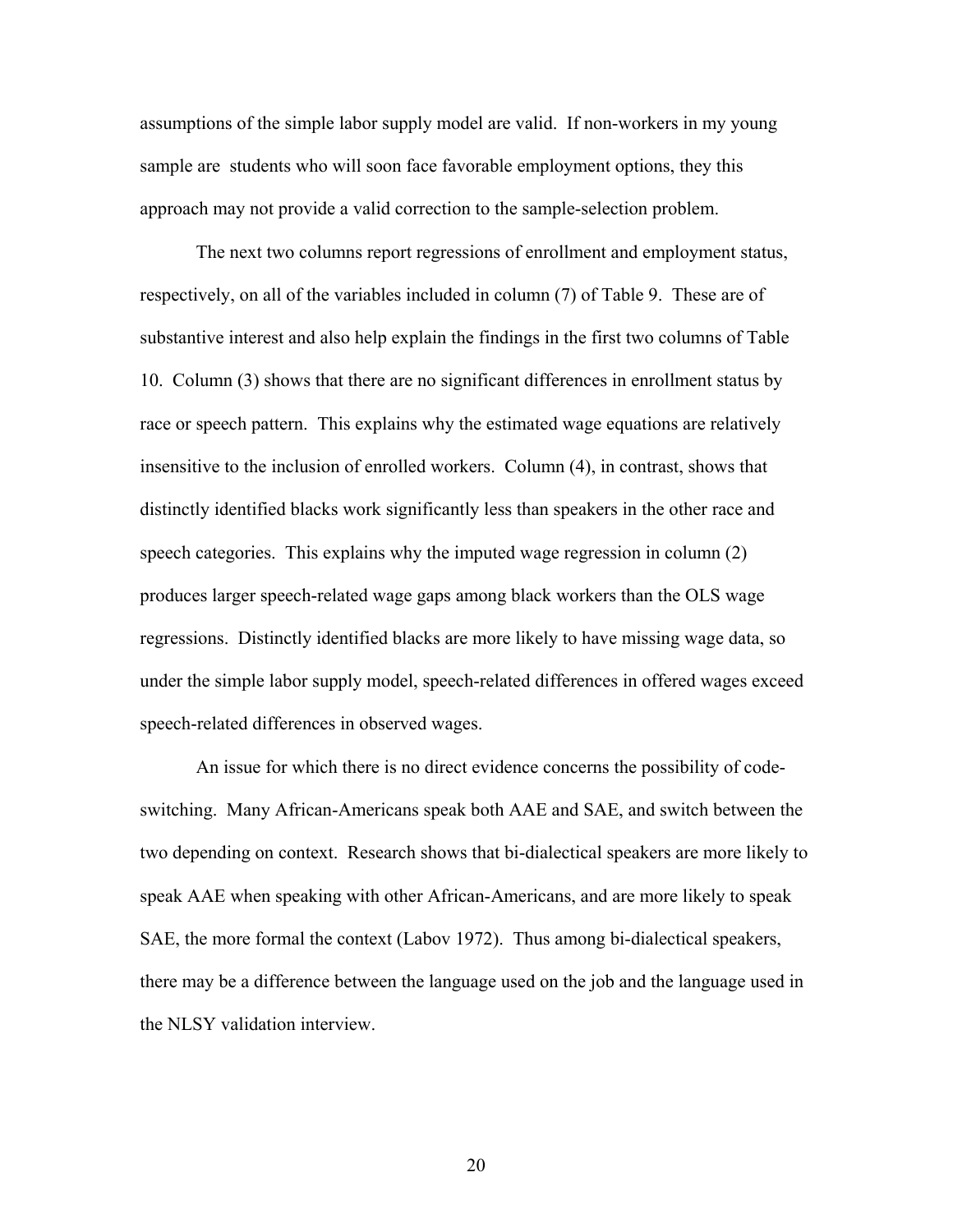assumptions of the simple labor supply model are valid. If non-workers in my young sample are students who will soon face favorable employment options, they this approach may not provide a valid correction to the sample-selection problem.

The next two columns report regressions of enrollment and employment status, respectively, on all of the variables included in column (7) of Table 9. These are of substantive interest and also help explain the findings in the first two columns of Table 10. Column (3) shows that there are no significant differences in enrollment status by race or speech pattern. This explains why the estimated wage equations are relatively insensitive to the inclusion of enrolled workers. Column (4), in contrast, shows that distinctly identified blacks work significantly less than speakers in the other race and speech categories. This explains why the imputed wage regression in column (2) produces larger speech-related wage gaps among black workers than the OLS wage regressions. Distinctly identified blacks are more likely to have missing wage data, so under the simple labor supply model, speech-related differences in offered wages exceed speech-related differences in observed wages.

An issue for which there is no direct evidence concerns the possibility of code-switching. Many African-Americans speak both AAE and SAE, and switch between the two depending on context. Research shows that bi-dialectical speakers are more likely to speak AAE when speaking with other African-Americans, and are more likely to speak SAE, the more formal the context (Labov 1972). Thus among bi-dialectical speakers, there may be a difference between the language used on the job and the language used in the NLSY validation interview.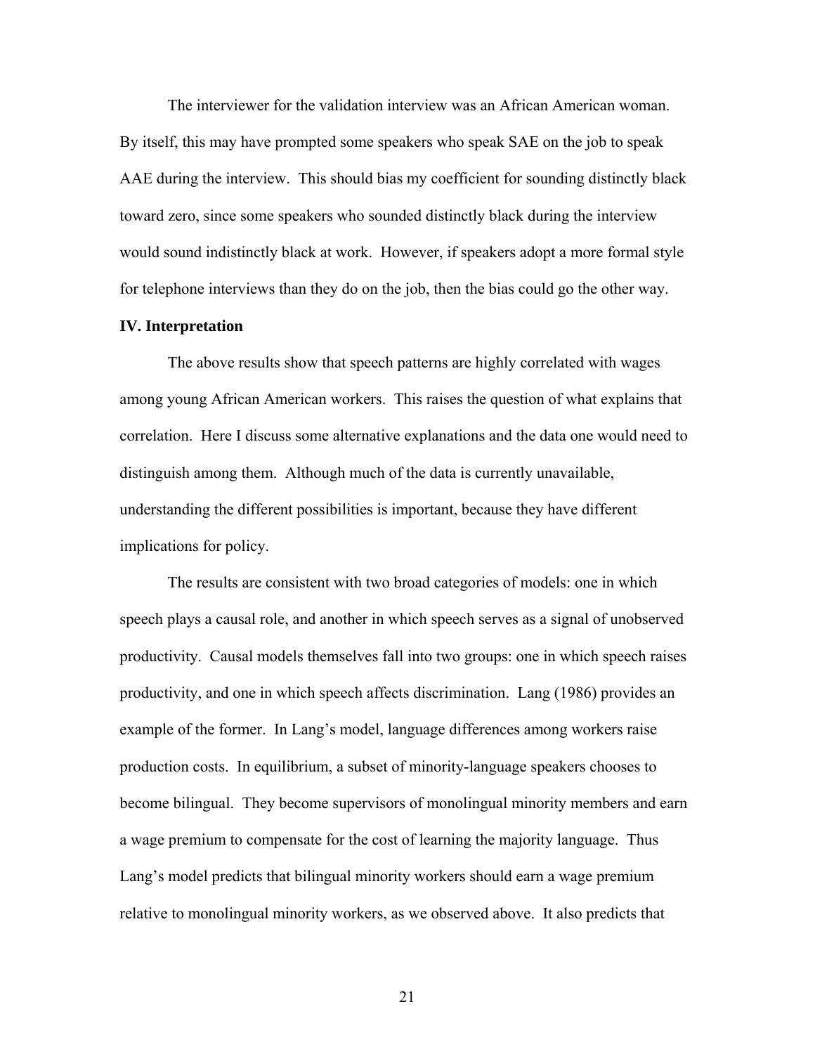The interviewer for the validation interview was an African American woman. By itself, this may have prompted some speakers who speak SAE on the job to speak AAE during the interview. This should bias my coefficient for sounding distinctly black toward zero, since some speakers who sounded distinctly black during the interview would sound indistinctly black at work. However, if speakers adopt a more formal style for telephone interviews than they do on the job, then the bias could go the other way.

## IV. Interpretation

The above results show that speech patterns are highly correlated with wages among young African American workers. This raises the question of what explains that correlation. Here I discuss some alternative explanations and the data one would need to distinguish among them. Although much of the data is currently unavailable, understanding the different possibilities is important, because they have different implications for policy.

The results are consistent with two broad categories of models: one in which speech plays a causal role, and another in which speech serves as a signal of unobserved productivity. Causal models themselves fall into two groups: one in which speech raises productivity, and one in which speech affects discrimination. Lang (1986) provides an example of the former. In Lang's model, language differences among workers raise production costs. In equilibrium, a subset of minority-language speakers chooses to become bilingual. They become supervisors of monolingual minority members and earn a wage premium to compensate for the cost of learning the majority language. Thus Lang's model predicts that bilingual minority workers should earn a wage premium relative to monolingual minority workers, as we observed above. It also predicts that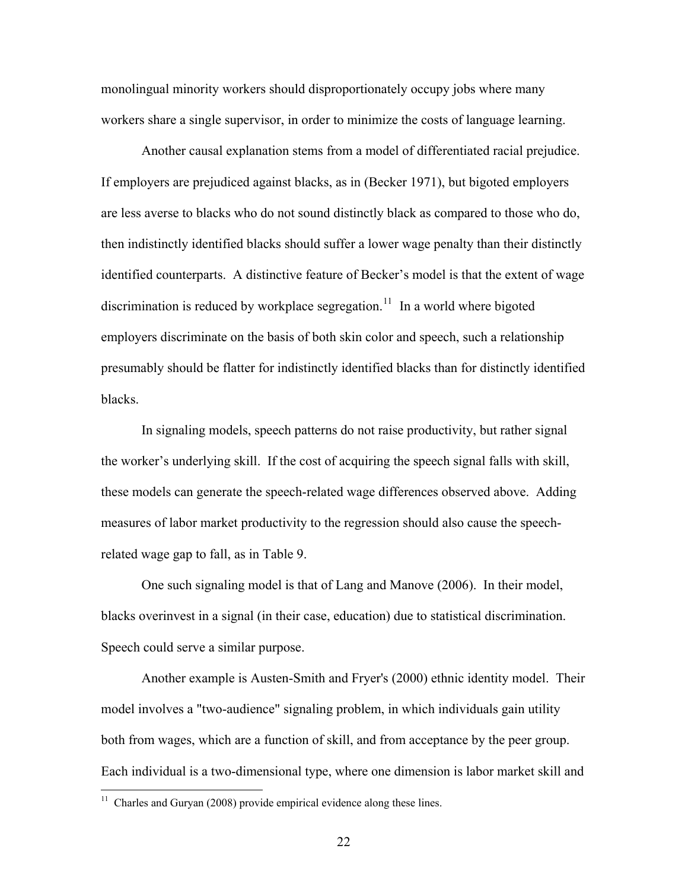monolingual minority workers should disproportionately occupy jobs where many workers share a single supervisor, in order to minimize the costs of language learning.

Another causal explanation stems from a model of differentiated racial prejudice. If employers are prejudiced against blacks, as in (Becker 1971), but bigoted employers are less averse to blacks who do not sound distinctly black as compared to those who do, then indistinctly identified blacks should suffer a lower wage penalty than their distinctly identified counterparts. A distinctive feature of Becker's model is that the extent of wage discrimination is reduced by workplace segregation.[11] In a world where bigoted employers discriminate on the basis of both skin color and speech, such a relationship presumably should be flatter for indistinctly identified blacks than for distinctly identified blacks.

In signaling models, speech patterns do not raise productivity, but rather signal the worker's underlying skill. If the cost of acquiring the speech signal falls with skill, these models can generate the speech-related wage differences observed above. Adding measures of labor market productivity to the regression should also cause the speech-related wage gap to fall, as in Table 9.

One such signaling model is that of Lang and Manove (2006). In their model, blacks overinvest in a signal (in their case, education) due to statistical discrimination. Speech could serve a similar purpose.

Another example is Austen-Smith and Fryer's (2000) ethnic identity model. Their model involves a "two-audience" signaling problem, in which individuals gain utility both from wages, which are a function of skill, and from acceptance by the peer group. Each individual is a two-dimensional type, where one dimension is labor market skill and

[11] Charles and Guryan (2008) provide empirical evidence along these lines.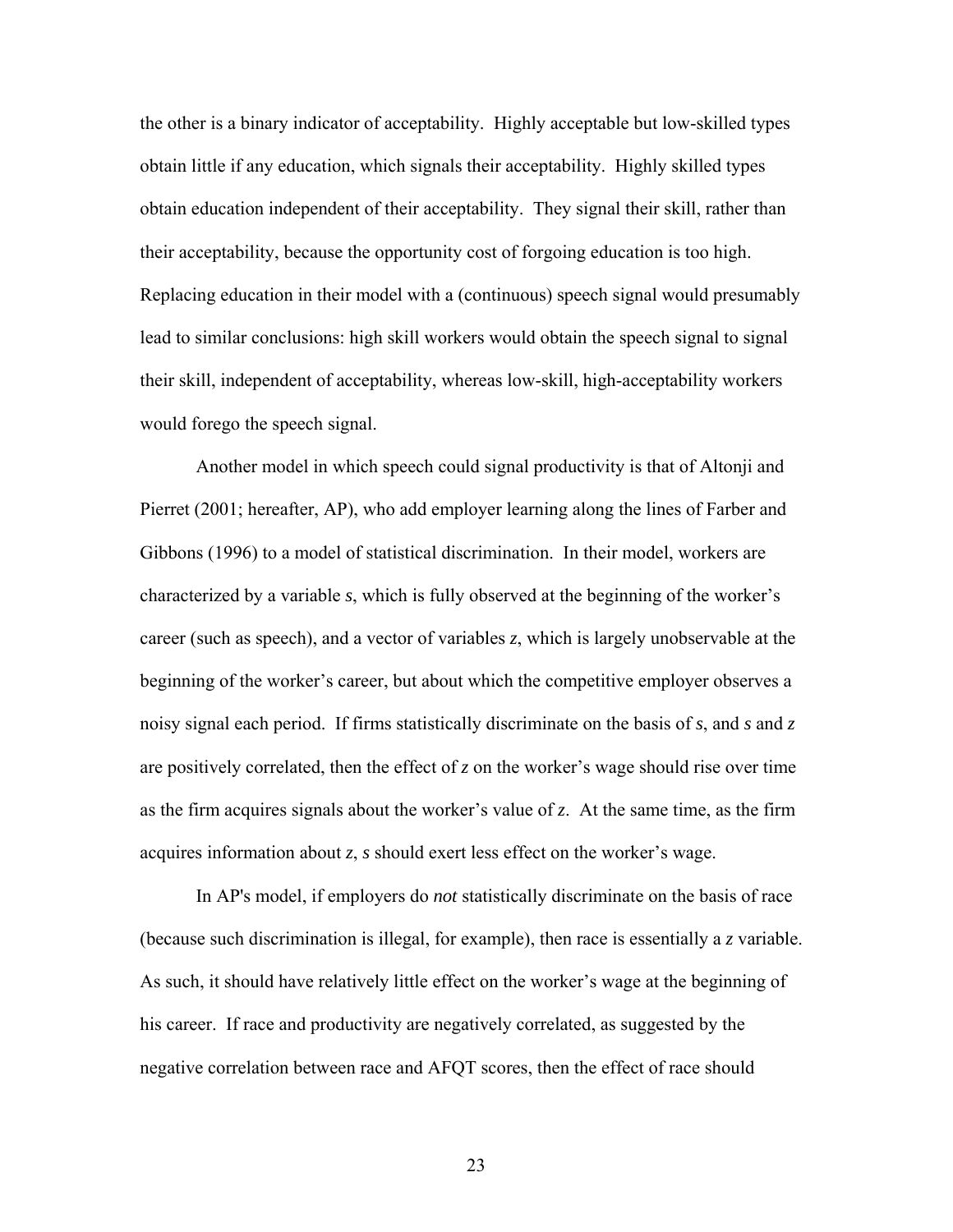the other is a binary indicator of acceptability. Highly acceptable but low-skilled types obtain little if any education, which signals their acceptability. Highly skilled types obtain education independent of their acceptability. They signal their skill, rather than their acceptability, because the opportunity cost of forgoing education is too high. Replacing education in their model with a (continuous) speech signal would presumably lead to similar conclusions: high skill workers would obtain the speech signal to signal their skill, independent of acceptability, whereas low-skill, high-acceptability workers would forego the speech signal.

Another model in which speech could signal productivity is that of Altonji and Pierret (2001; hereafter, AP), who add employer learning along the lines of Farber and Gibbons (1996) to a model of statistical discrimination. In their model, workers are characterized by a variable $s$, which is fully observed at the beginning of the worker's career (such as speech), and a vector of variables $z$, which is largely unobservable at the beginning of the worker's career, but about which the competitive employer observes a noisy signal each period. If firms statistically discriminate on the basis of $s$, and $s$ and $z$ are positively correlated, then the effect of $z$ on the worker's wage should rise over time as the firm acquires signals about the worker's value of $z$. At the same time, as the firm acquires information about $z$, $s$ should exert less effect on the worker's wage.

In AP's model, if employers do *not* statistically discriminate on the basis of race (because such discrimination is illegal, for example), then race is essentially a $z$ variable. As such, it should have relatively little effect on the worker's wage at the beginning of his career. If race and productivity are negatively correlated, as suggested by the negative correlation between race and AFQT scores, then the effect of race should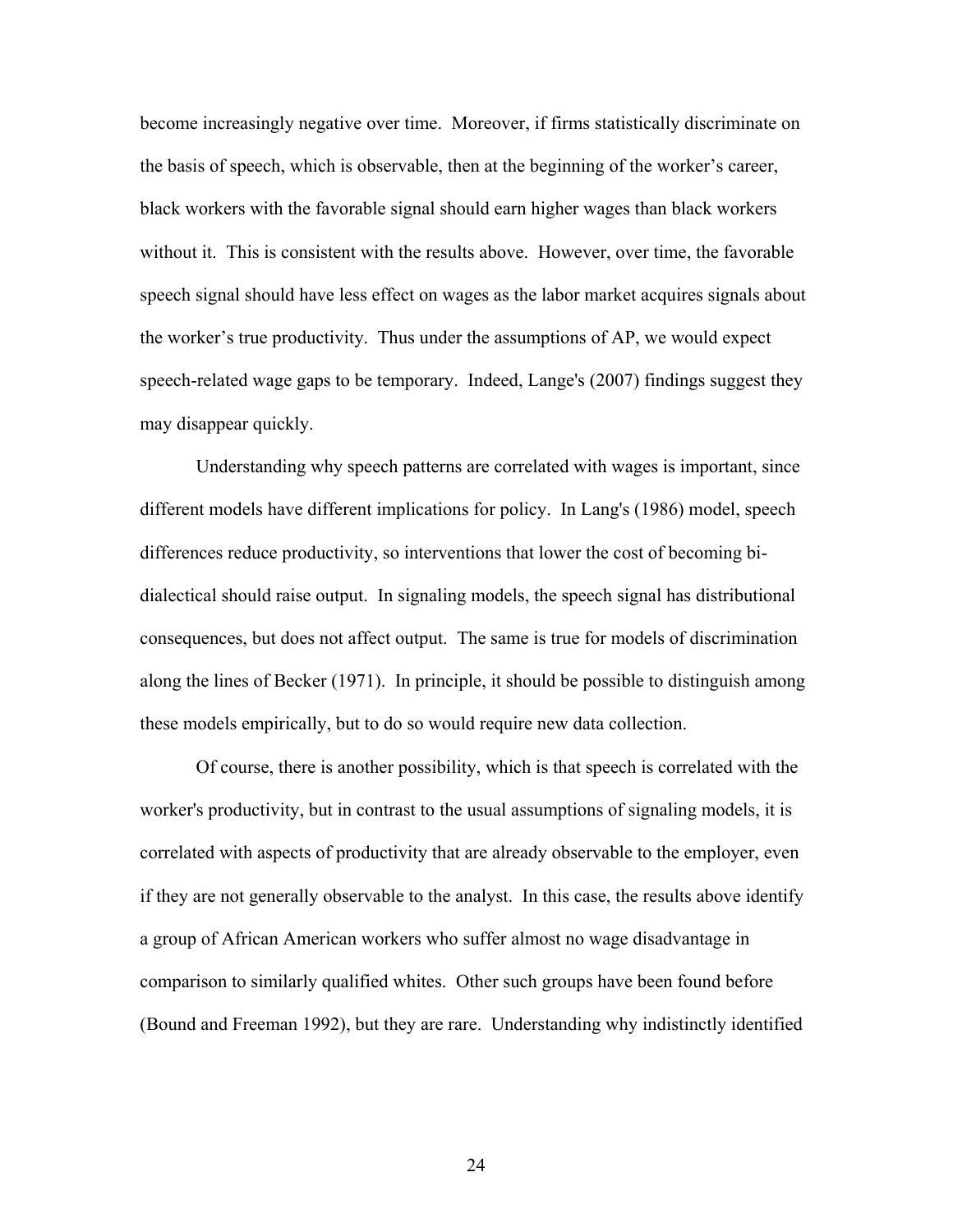become increasingly negative over time. Moreover, if firms statistically discriminate on the basis of speech, which is observable, then at the beginning of the worker's career, black workers with the favorable signal should earn higher wages than black workers without it. This is consistent with the results above. However, over time, the favorable speech signal should have less effect on wages as the labor market acquires signals about the worker's true productivity. Thus under the assumptions of AP, we would expect speech-related wage gaps to be temporary. Indeed, Lange's (2007) findings suggest they may disappear quickly.

Understanding why speech patterns are correlated with wages is important, since different models have different implications for policy. In Lang's (1986) model, speech differences reduce productivity, so interventions that lower the cost of becoming bi-dialectical should raise output. In signaling models, the speech signal has distributional consequences, but does not affect output. The same is true for models of discrimination along the lines of Becker (1971). In principle, it should be possible to distinguish among these models empirically, but to do so would require new data collection.

Of course, there is another possibility, which is that speech is correlated with the worker's productivity, but in contrast to the usual assumptions of signaling models, it is correlated with aspects of productivity that are already observable to the employer, even if they are not generally observable to the analyst. In this case, the results above identify a group of African American workers who suffer almost no wage disadvantage in comparison to similarly qualified whites. Other such groups have been found before (Bound and Freeman 1992), but they are rare. Understanding why indistinctly identified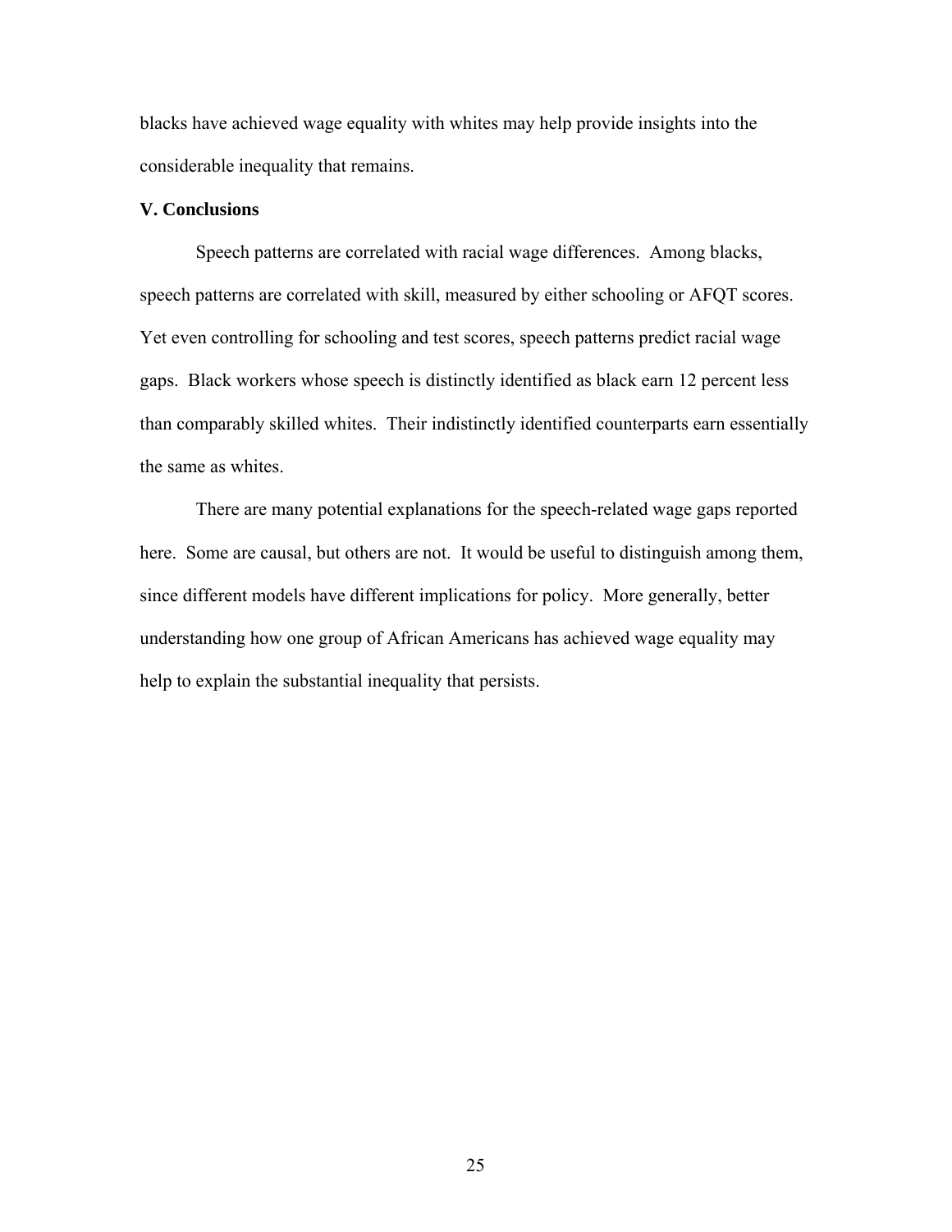blacks have achieved wage equality with whites may help provide insights into the considerable inequality that remains.

### V. Conclusions

Speech patterns are correlated with racial wage differences. Among blacks, speech patterns are correlated with skill, measured by either schooling or AFQT scores. Yet even controlling for schooling and test scores, speech patterns predict racial wage gaps. Black workers whose speech is distinctly identified as black earn 12 percent less than comparably skilled whites. Their indistinctly identified counterparts earn essentially the same as whites.

There are many potential explanations for the speech-related wage gaps reported here. Some are causal, but others are not. It would be useful to distinguish among them, since different models have different implications for policy. More generally, better understanding how one group of African Americans has achieved wage equality may help to explain the substantial inequality that persists.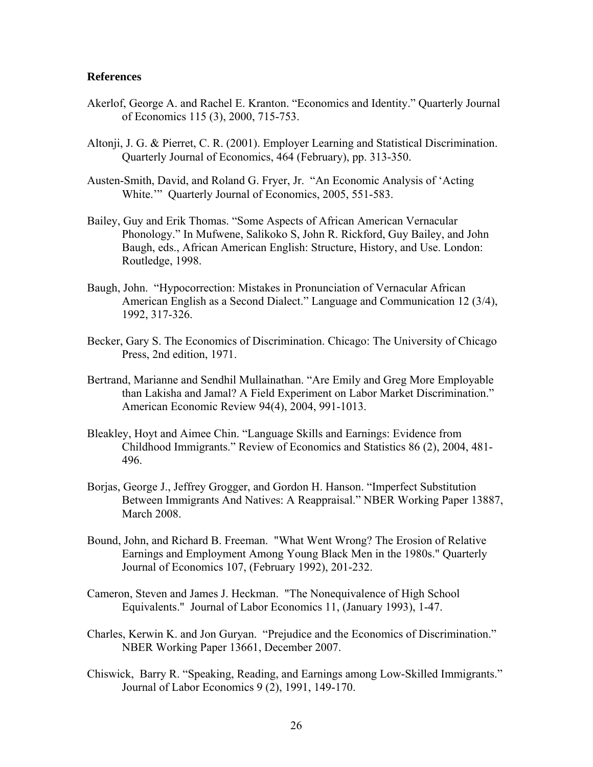**References**

Akerlof, George A. and Rachel E. Kranton. "Economics and Identity." Quarterly Journal of Economics 115 (3), 2000, 715-753.

Altonji, J. G. & Pierret, C. R. (2001). Employer Learning and Statistical Discrimination. Quarterly Journal of Economics, 464 (February), pp. 313-350.

Austen-Smith, David, and Roland G. Fryer, Jr. "An Economic Analysis of 'Acting White.'" Quarterly Journal of Economics, 2005, 551-583.

Bailey, Guy and Erik Thomas. "Some Aspects of African American Vernacular Phonology." In Mufwene, Salikoko S, John R. Rickford, Guy Bailey, and John Baugh, eds., African American English: Structure, History, and Use. London: Routledge, 1998.

Baugh, John. "Hypocorrection: Mistakes in Pronunciation of Vernacular African American English as a Second Dialect." Language and Communication 12 (3/4), 1992, 317-326.

Becker, Gary S. The Economics of Discrimination. Chicago: The University of Chicago Press, 2nd edition, 1971.

Bertrand, Marianne and Sendhil Mullainathan. "Are Emily and Greg More Employable than Lakisha and Jamal? A Field Experiment on Labor Market Discrimination." American Economic Review 94(4), 2004, 991-1013.

Bleakley, Hoyt and Aimee Chin. "Language Skills and Earnings: Evidence from Childhood Immigrants." Review of Economics and Statistics 86 (2), 2004, 481-496.

Borjas, George J., Jeffrey Grogger, and Gordon H. Hanson. "Imperfect Substitution Between Immigrants And Natives: A Reappraisal." NBER Working Paper 13887, March 2008.

Bound, John, and Richard B. Freeman. "What Went Wrong? The Erosion of Relative Earnings and Employment Among Young Black Men in the 1980s." Quarterly Journal of Economics 107, (February 1992), 201-232.

Cameron, Steven and James J. Heckman. "The Nonequivalence of High School Equivalents." Journal of Labor Economics 11, (January 1993), 1-47.

Charles, Kerwin K. and Jon Guryan. "Prejudice and the Economics of Discrimination." NBER Working Paper 13661, December 2007.

Chiswick, Barry R. "Speaking, Reading, and Earnings among Low-Skilled Immigrants." Journal of Labor Economics 9 (2), 1991, 149-170.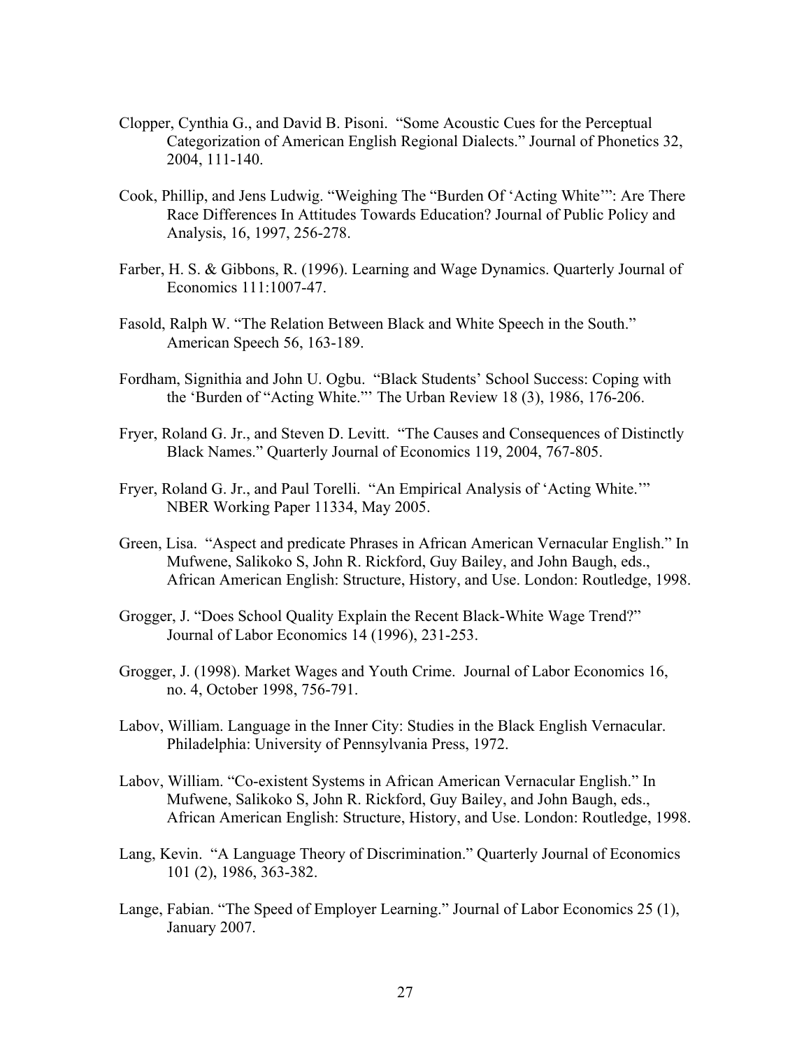Clopper, Cynthia G., and David B. Pisoni. "Some Acoustic Cues for the Perceptual Categorization of American English Regional Dialects." Journal of Phonetics 32, 2004, 111-140.

Cook, Phillip, and Jens Ludwig. "Weighing The "Burden Of 'Acting White'": Are There Race Differences In Attitudes Towards Education? Journal of Public Policy and Analysis, 16, 1997, 256-278.

Farber, H. S. & Gibbons, R. (1996). Learning and Wage Dynamics. Quarterly Journal of Economics 111:1007-47.

Fasold, Ralph W. "The Relation Between Black and White Speech in the South." American Speech 56, 163-189.

Fordham, Signithia and John U. Ogbu. "Black Students' School Success: Coping with the 'Burden of "Acting White."' The Urban Review 18 (3), 1986, 176-206.

Fryer, Roland G. Jr., and Steven D. Levitt. "The Causes and Consequences of Distinctly Black Names." Quarterly Journal of Economics 119, 2004, 767-805.

Fryer, Roland G. Jr., and Paul Torelli. "An Empirical Analysis of 'Acting White.'" NBER Working Paper 11334, May 2005.

Green, Lisa. "Aspect and predicate Phrases in African American Vernacular English." In Mufwene, Salikoko S, John R. Rickford, Guy Bailey, and John Baugh, eds., African American English: Structure, History, and Use. London: Routledge, 1998.

Grogger, J. "Does School Quality Explain the Recent Black-White Wage Trend?" Journal of Labor Economics 14 (1996), 231-253.

Grogger, J. (1998). Market Wages and Youth Crime. Journal of Labor Economics 16, no. 4, October 1998, 756-791.

Labov, William. Language in the Inner City: Studies in the Black English Vernacular. Philadelphia: University of Pennsylvania Press, 1972.

Labov, William. "Co-existent Systems in African American Vernacular English." In Mufwene, Salikoko S, John R. Rickford, Guy Bailey, and John Baugh, eds., African American English: Structure, History, and Use. London: Routledge, 1998.

Lang, Kevin. "A Language Theory of Discrimination." Quarterly Journal of Economics 101 (2), 1986, 363-382.

Lange, Fabian. "The Speed of Employer Learning." Journal of Labor Economics 25 (1), January 2007.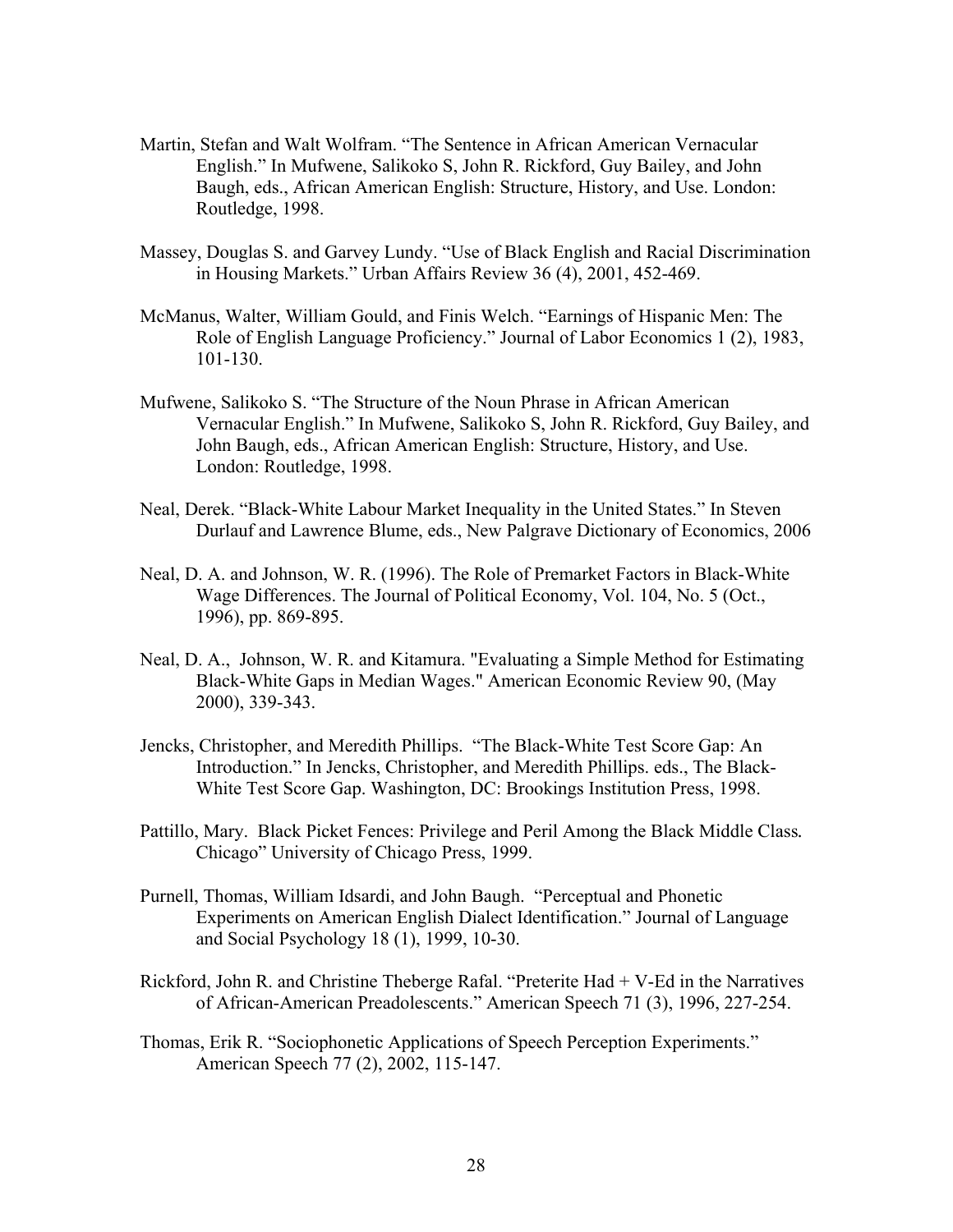Martin, Stefan and Walt Wolfram. "The Sentence in African American Vernacular English." In Mufwene, Salikoko S, John R. Rickford, Guy Bailey, and John Baugh, eds., African American English: Structure, History, and Use. London: Routledge, 1998.

Massey, Douglas S. and Garvey Lundy. "Use of Black English and Racial Discrimination in Housing Markets." Urban Affairs Review 36 (4), 2001, 452-469.

McManus, Walter, William Gould, and Finis Welch. "Earnings of Hispanic Men: The Role of English Language Proficiency." Journal of Labor Economics 1 (2), 1983, 101-130.

Mufwene, Salikoko S. "The Structure of the Noun Phrase in African American Vernacular English." In Mufwene, Salikoko S, John R. Rickford, Guy Bailey, and John Baugh, eds., African American English: Structure, History, and Use. London: Routledge, 1998.

Neal, Derek. "Black-White Labour Market Inequality in the United States." In Steven Durlauf and Lawrence Blume, eds., New Palgrave Dictionary of Economics, 2006

Neal, D. A. and Johnson, W. R. (1996). The Role of Premarket Factors in Black-White Wage Differences. The Journal of Political Economy, Vol. 104, No. 5 (Oct., 1996), pp. 869-895.

Neal, D. A., Johnson, W. R. and Kitamura. "Evaluating a Simple Method for Estimating Black-White Gaps in Median Wages." American Economic Review 90, (May 2000), 339-343.

Jencks, Christopher, and Meredith Phillips. "The Black-White Test Score Gap: An Introduction." In Jencks, Christopher, and Meredith Phillips. eds., The Black-White Test Score Gap. Washington, DC: Brookings Institution Press, 1998.

Pattillo, Mary. Black Picket Fences: Privilege and Peril Among the Black Middle Class. Chicago" University of Chicago Press, 1999.

Purnell, Thomas, William Idsardi, and John Baugh. "Perceptual and Phonetic Experiments on American English Dialect Identification." Journal of Language and Social Psychology 18 (1), 1999, 10-30.

Rickford, John R. and Christine Theberge Rafal. "Preterite Had + V-Ed in the Narratives of African-American Preadolescents." American Speech 71 (3), 1996, 227-254.

Thomas, Erik R. "Sociophonetic Applications of Speech Perception Experiments." American Speech 77 (2), 2002, 115-147.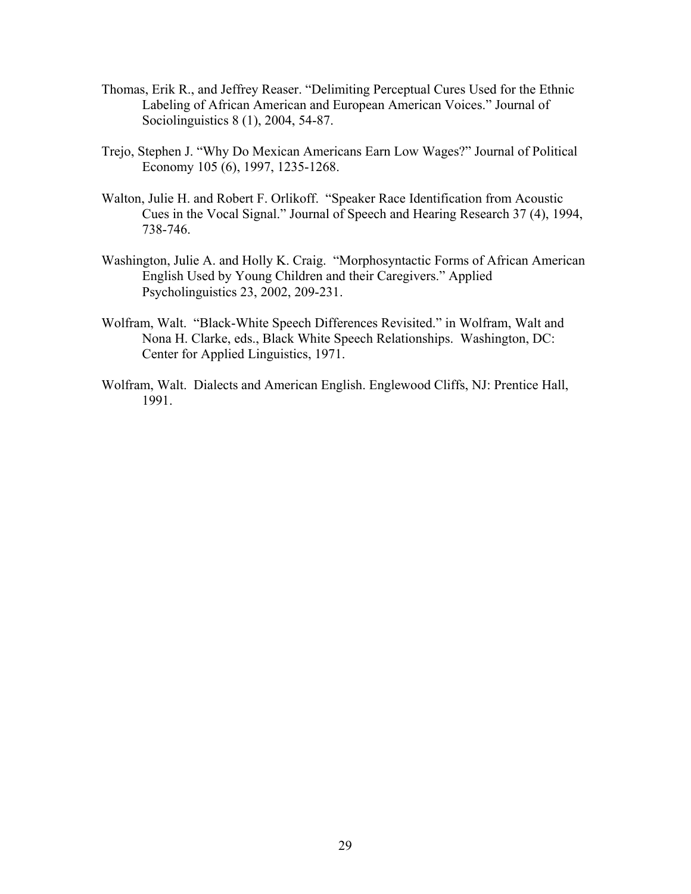Thomas, Erik R., and Jeffrey Reaser. "Delimiting Perceptual Cures Used for the Ethnic Labeling of African American and European American Voices." Journal of Sociolinguistics 8 (1), 2004, 54-87.

Trejo, Stephen J. "Why Do Mexican Americans Earn Low Wages?" Journal of Political Economy 105 (6), 1997, 1235-1268.

Walton, Julie H. and Robert F. Orlikoff. "Speaker Race Identification from Acoustic Cues in the Vocal Signal." Journal of Speech and Hearing Research 37 (4), 1994, 738-746.

Washington, Julie A. and Holly K. Craig. "Morphosyntactic Forms of African American English Used by Young Children and their Caregivers." Applied Psycholinguistics 23, 2002, 209-231.

Wolfram, Walt. "Black-White Speech Differences Revisited." in Wolfram, Walt and Nona H. Clarke, eds., Black White Speech Relationships. Washington, DC: Center for Applied Linguistics, 1971.

Wolfram, Walt. Dialects and American English. Englewood Cliffs, NJ: Prentice Hall, 1991.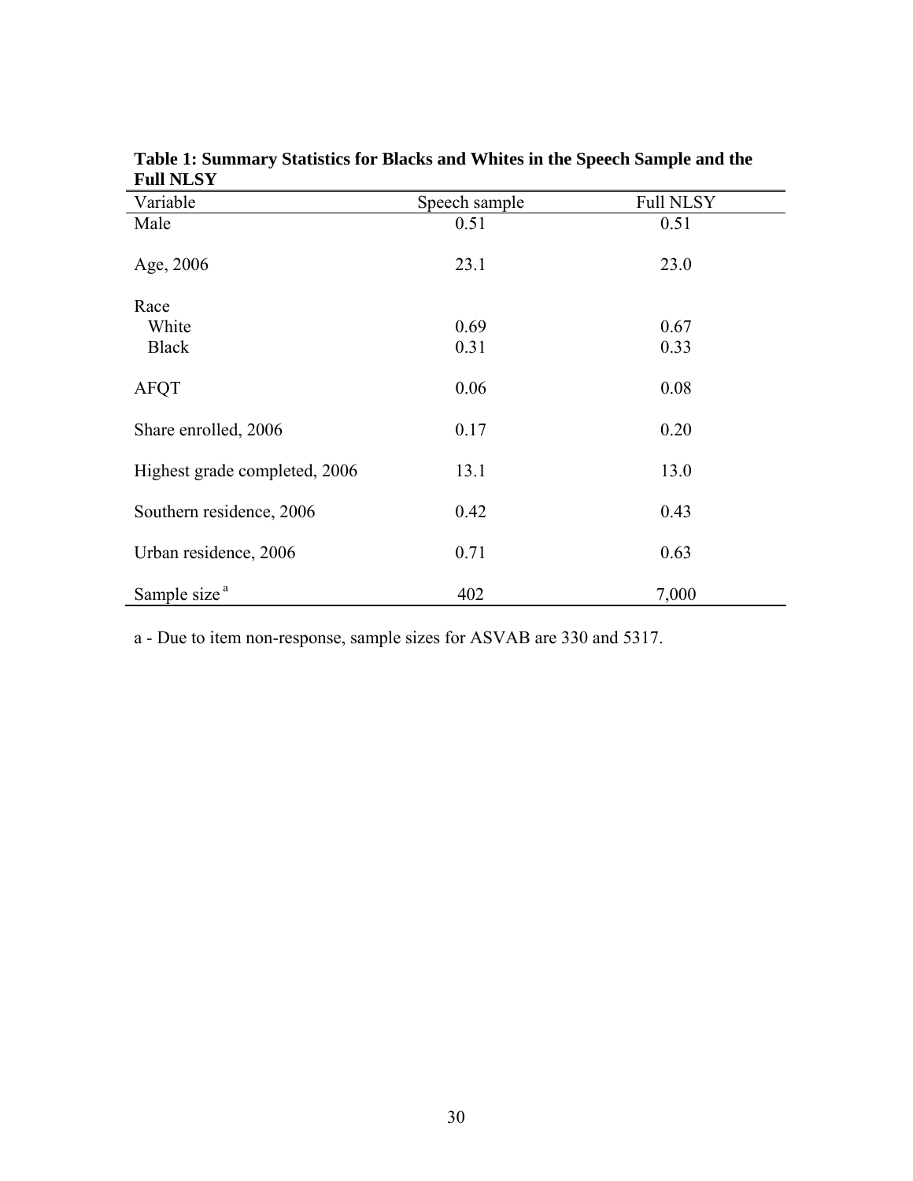**Table 1: Summary Statistics for Blacks and Whites in the Speech Sample and the Full NLSY**

| Variable | Speech sample | Full NLSY |
|---|---|---|
| Male | 0.51 | 0.51 |
| Age, 2006 | 23.1 | 23.0 |
| Race | | |
| White | 0.69 | 0.67 |
| Black | 0.31 | 0.33 |
| AFQT | 0.06 | 0.08 |
| Share enrolled, 2006 | 0.17 | 0.20 |
| Highest grade completed, 2006 | 13.1 | 13.0 |
| Southern residence, 2006 | 0.42 | 0.43 |
| Urban residence, 2006 | 0.71 | 0.63 |
| Sample size [a] | 402 | 7,000 |

a - Due to item non-response, sample sizes for ASVAB are 330 and 5317.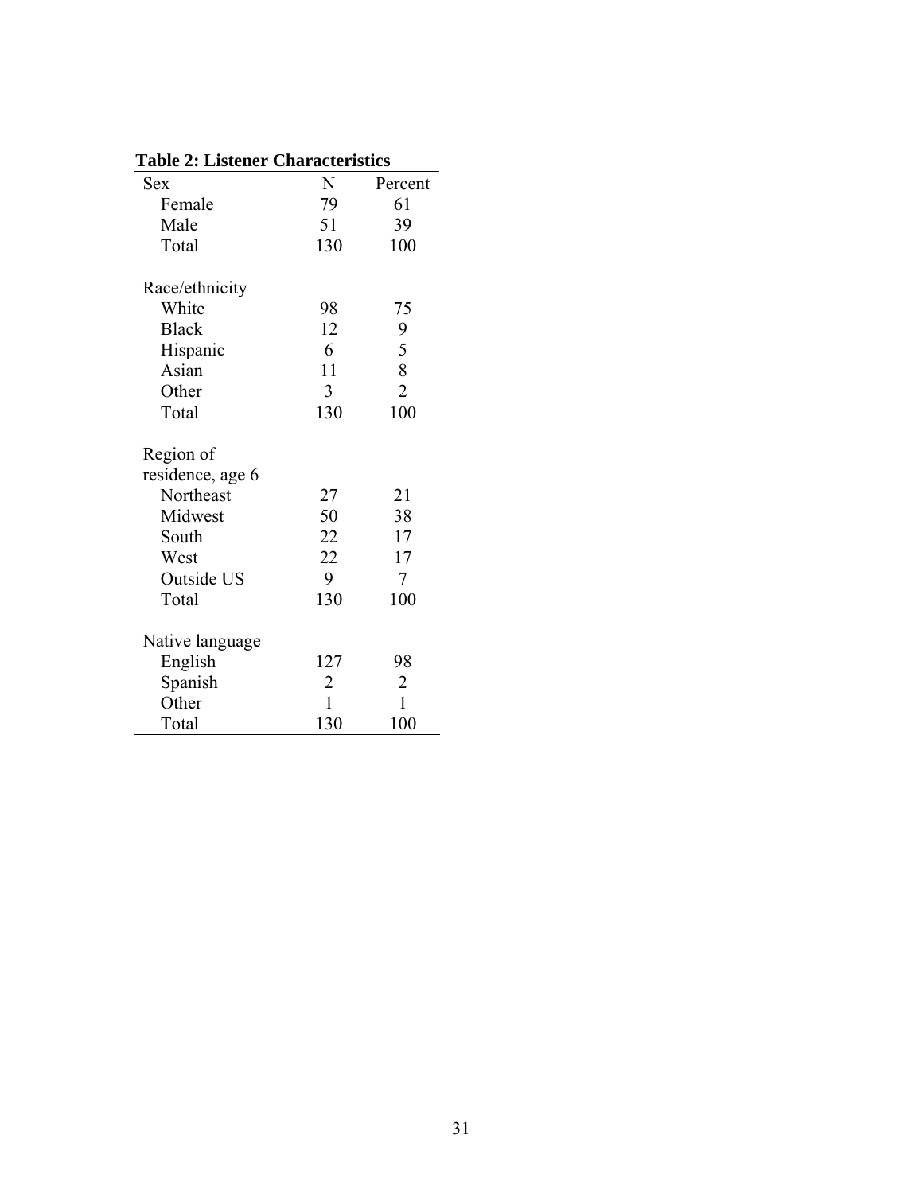**Table 2: Listener Characteristics**

| Sex | N | Percent |
|---|---|---|
| Female | 79 | 61 |
| Male | 51 | 39 |
| Total | 130 | 100 |
| | | |
| Race/ethnicity | | |
| White | 98 | 75 |
| Black | 12 | 9 |
| Hispanic | 6 | 5 |
| Asian | 11 | 8 |
| Other | 3 | 2 |
| Total | 130 | 100 |
| | | |
| Region of residence, age 6 | | |
| Northeast | 27 | 21 |
| Midwest | 50 | 38 |
| South | 22 | 17 |
| West | 22 | 17 |
| Outside US | 9 | 7 |
| Total | 130 | 100 |
| | | |
| Native language | | |
| English | 127 | 98 |
| Spanish | 2 | 2 |
| Other | 1 | 1 |
| Total | 130 | 100 |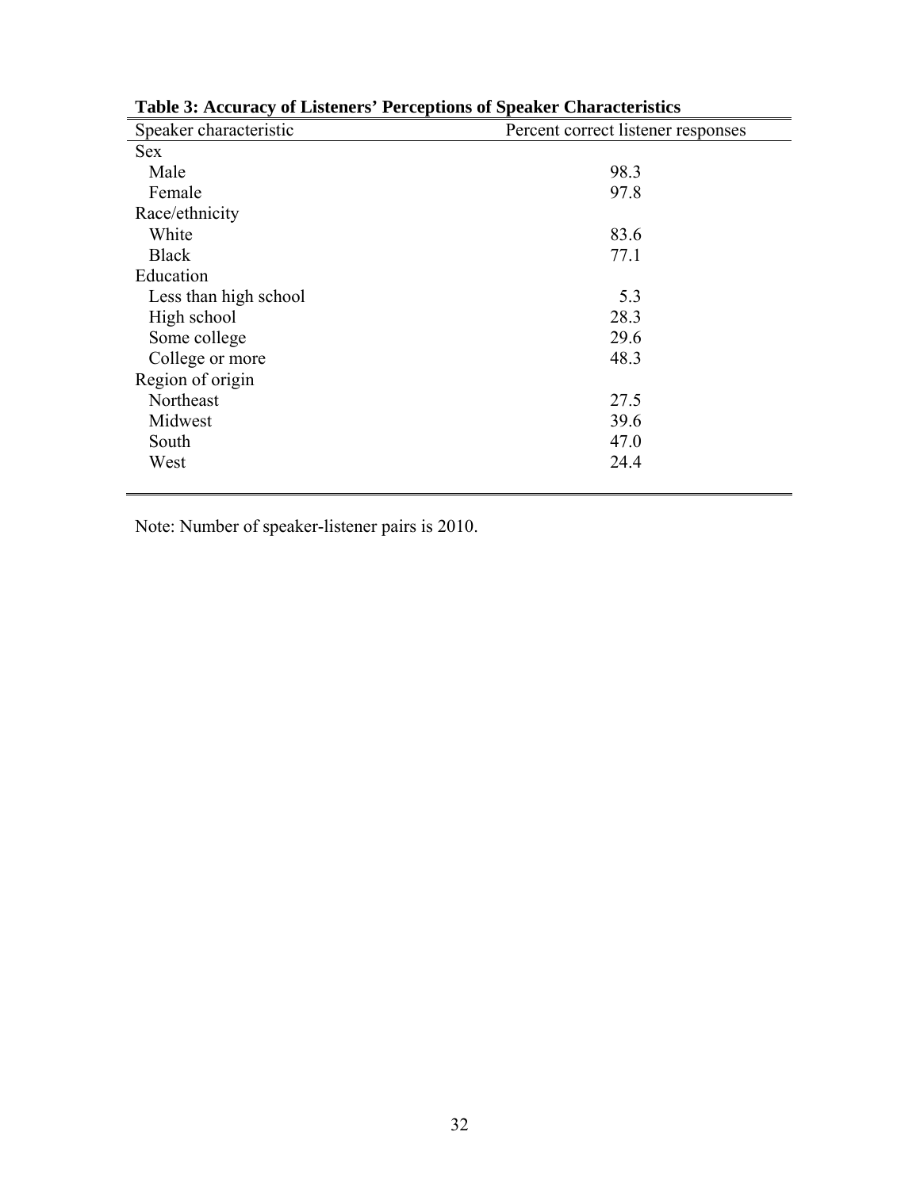**Table 3: Accuracy of Listeners' Perceptions of Speaker Characteristics**

| Speaker characteristic | Percent correct listener responses |
|---|---|
| Sex | |
| Male | 98.3 |
| Female | 97.8 |
| Race/ethnicity | |
| White | 83.6 |
| Black | 77.1 |
| Education | |
| Less than high school | 5.3 |
| High school | 28.3 |
| Some college | 29.6 |
| College or more | 48.3 |
| Region of origin | |
| Northeast | 27.5 |
| Midwest | 39.6 |
| South | 47.0 |
| West | 24.4 |

Note: Number of speaker-listener pairs is 2010.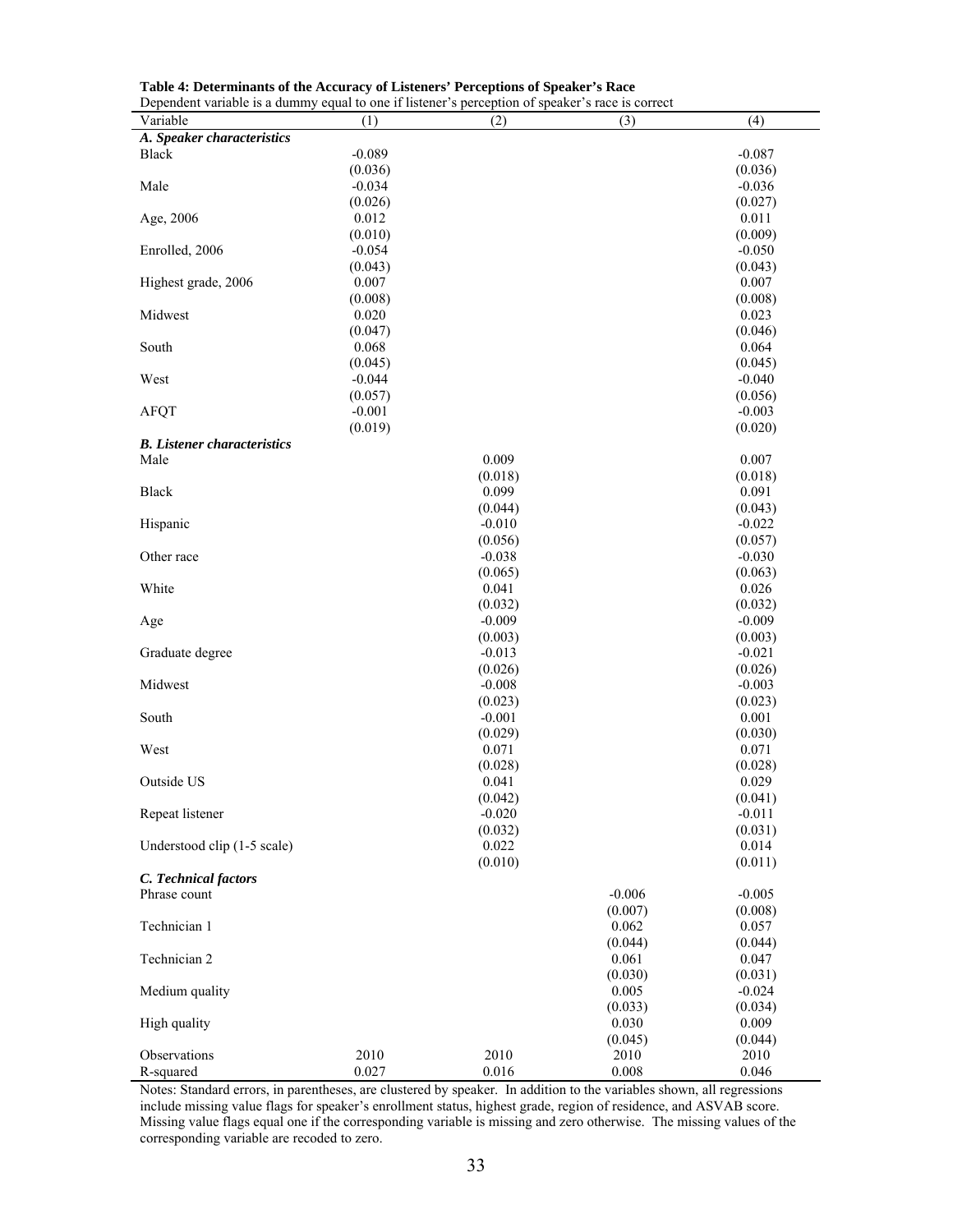**Table 4: Determinants of the Accuracy of Listeners' Perceptions of Speaker's Race**

Dependent variable is a dummy equal to one if listener's perception of speaker's race is correct

| Variable | (1) | (2) | (3) | (4) |
|---|---|---|---|---|
| ***A. Speaker characteristics*** | | | | |
| Black | -0.089 | | | -0.087 |
| | (0.036) | | | (0.036) |
| Male | -0.034 | | | -0.036 |
| | (0.026) | | | (0.027) |
| Age, 2006 | 0.012 | | | 0.011 |
| | (0.010) | | | (0.009) |
| Enrolled, 2006 | -0.054 | | | -0.050 |
| | (0.043) | | | (0.043) |
| Highest grade, 2006 | 0.007 | | | 0.007 |
| | (0.008) | | | (0.008) |
| Midwest | 0.020 | | | 0.023 |
| | (0.047) | | | (0.046) |
| South | 0.068 | | | 0.064 |
| | (0.045) | | | (0.045) |
| West | -0.044 | | | -0.040 |
| | (0.057) | | | (0.056) |
| AFQT | -0.001 | | | -0.003 |
| | (0.019) | | | (0.020) |
| ***B. Listener characteristics*** | | | | |
| Male | | 0.009 | | 0.007 |
| | | (0.018) | | (0.018) |
| Black | | 0.099 | | 0.091 |
| | | (0.044) | | (0.043) |
| Hispanic | | -0.010 | | -0.022 |
| | | (0.056) | | (0.057) |
| Other race | | -0.038 | | -0.030 |
| | | (0.065) | | (0.063) |
| White | | 0.041 | | 0.026 |
| | | (0.032) | | (0.032) |
| Age | | -0.009 | | -0.009 |
| | | (0.003) | | (0.003) |
| Graduate degree | | -0.013 | | -0.021 |
| | | (0.026) | | (0.026) |
| Midwest | | -0.008 | | -0.003 |
| | | (0.023) | | (0.023) |
| South | | -0.001 | | 0.001 |
| | | (0.029) | | (0.030) |
| West | | 0.071 | | 0.071 |
| | | (0.028) | | (0.028) |
| Outside US | | 0.041 | | 0.029 |
| | | (0.042) | | (0.041) |
| Repeat listener | | -0.020 | | -0.011 |
| | | (0.032) | | (0.031) |
| Understood clip (1-5 scale) | | 0.022 | | 0.014 |
| | | (0.010) | | (0.011) |
| ***C. Technical factors*** | | | | |
| Phrase count | | | -0.006 | -0.005 |
| | | | (0.007) | (0.008) |
| Technician 1 | | | 0.062 | 0.057 |
| | | | (0.044) | (0.044) |
| Technician 2 | | | 0.061 | 0.047 |
| | | | (0.030) | (0.031) |
| Medium quality | | | 0.005 | -0.024 |
| | | | (0.033) | (0.034) |
| High quality | | | 0.030 | 0.009 |
| | | | (0.045) | (0.044) |
| Observations | 2010 | 2010 | 2010 | 2010 |
| R-squared | 0.027 | 0.016 | 0.008 | 0.046 |

Notes: Standard errors, in parentheses, are clustered by speaker. In addition to the variables shown, all regressions include missing value flags for speaker's enrollment status, highest grade, region of residence, and ASVAB score. Missing value flags equal one if the corresponding variable is missing and zero otherwise. The missing values of the corresponding variable are recoded to zero.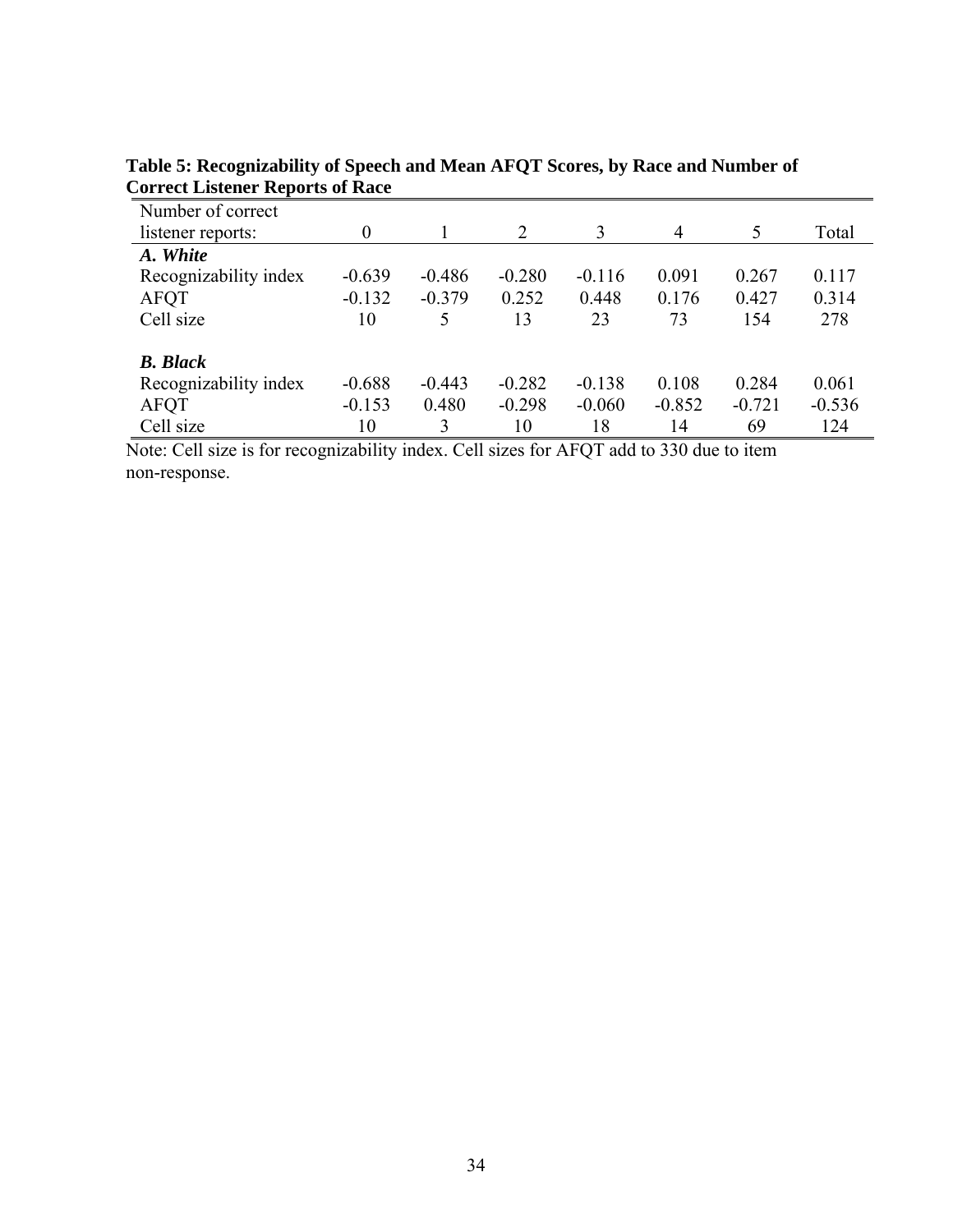**Table 5: Recognizability of Speech and Mean AFQT Scores, by Race and Number of Correct Listener Reports of Race**

| Number of correct listener reports: | 0 | 1 | 2 | 3 | 4 | 5 | Total |
|---|---|---|---|---|---|---|---|
| ***A. White*** | | | | | | | |
| Recognizability index | -0.639 | -0.486 | -0.280 | -0.116 | 0.091 | 0.267 | 0.117 |
| AFQT | -0.132 | -0.379 | 0.252 | 0.448 | 0.176 | 0.427 | 0.314 |
| Cell size | 10 | 5 | 13 | 23 | 73 | 154 | 278 |
| ***B. Black*** | | | | | | | |
| Recognizability index | -0.688 | -0.443 | -0.282 | -0.138 | 0.108 | 0.284 | 0.061 |
| AFQT | -0.153 | 0.480 | -0.298 | -0.060 | -0.852 | -0.721 | -0.536 |
| Cell size | 10 | 3 | 10 | 18 | 14 | 69 | 124 |

Note: Cell size is for recognizability index. Cell sizes for AFQT add to 330 due to item non-response.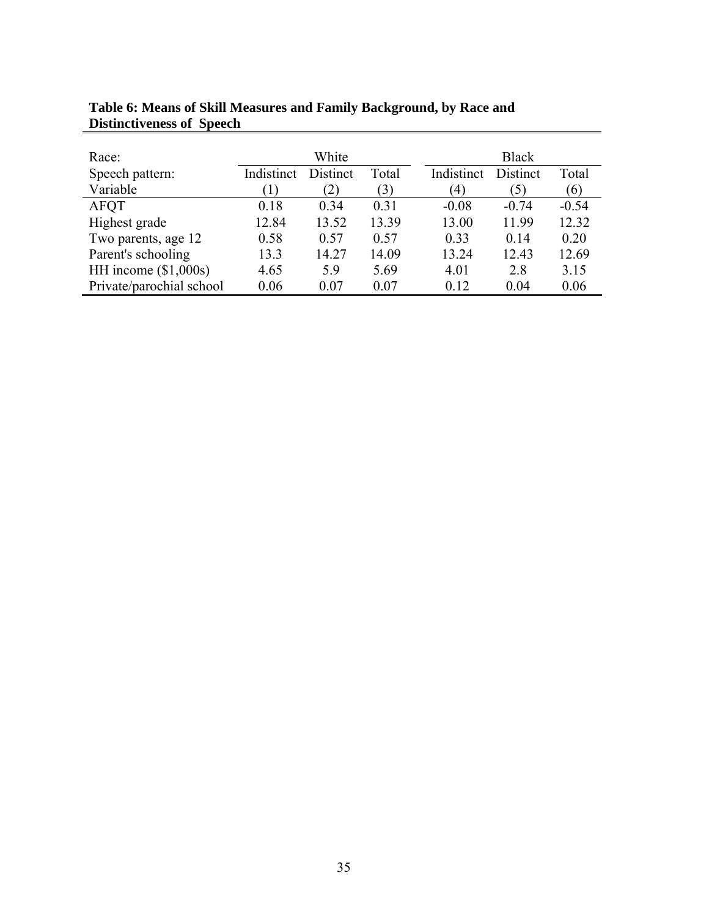**Table 6: Means of Skill Measures and Family Background, by Race and Distinctiveness of Speech**

| Race: | White | | | Black | | |
|---|---|---|---|---|---|---|
| Speech pattern: | Indistinct | Distinct | Total | Indistinct | Distinct | Total |
| Variable | (1) | (2) | (3) | (4) | (5) | (6) |
| AFQT | 0.18 | 0.34 | 0.31 | -0.08 | -0.74 | -0.54 |
| Highest grade | 12.84 | 13.52 | 13.39 | 13.00 | 11.99 | 12.32 |
| Two parents, age 12 | 0.58 | 0.57 | 0.57 | 0.33 | 0.14 | 0.20 |
| Parent's schooling | 13.3 | 14.27 | 14.09 | 13.24 | 12.43 | 12.69 |
| HH income ($1,000s) | 4.65 | 5.9 | 5.69 | 4.01 | 2.8 | 3.15 |
| Private/parochial school | 0.06 | 0.07 | 0.07 | 0.12 | 0.04 | 0.06 |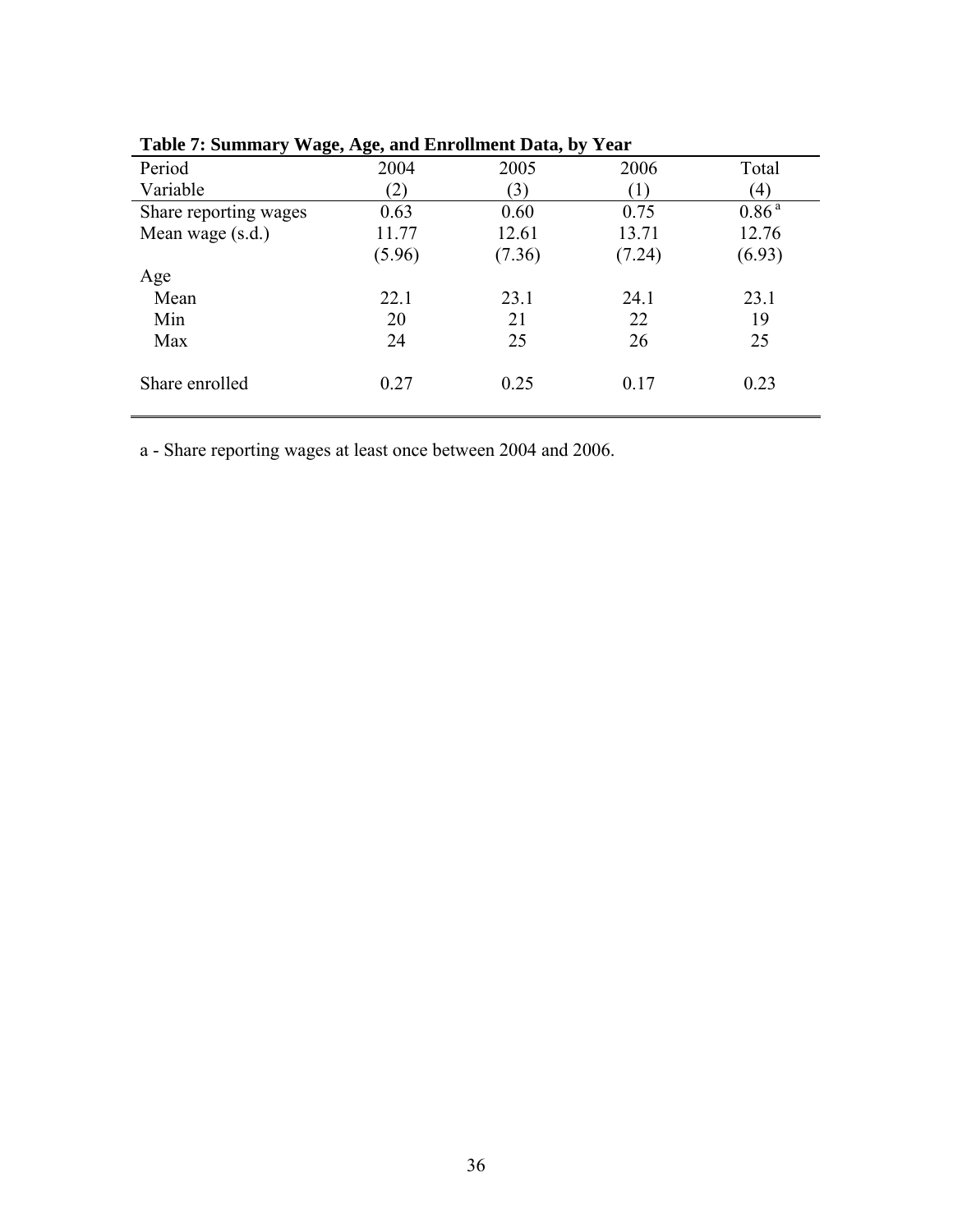**Table 7: Summary Wage, Age, and Enrollment Data, by Year**

| Period | 2004 | 2005 | 2006 | Total |
|---|---|---|---|---|
| Variable | (2) | (3) | (1) | (4) |
| Share reporting wages | 0.63 | 0.60 | 0.75 | 0.86 [a] |
| Mean wage (s.d.) | 11.77 | 12.61 | 13.71 | 12.76 |
| | (5.96) | (7.36) | (7.24) | (6.93) |
| Age | | | | |
| Mean | 22.1 | 23.1 | 24.1 | 23.1 |
| Min | 20 | 21 | 22 | 19 |
| Max | 24 | 25 | 26 | 25 |
| Share enrolled | 0.27 | 0.25 | 0.17 | 0.23 |

a - Share reporting wages at least once between 2004 and 2006.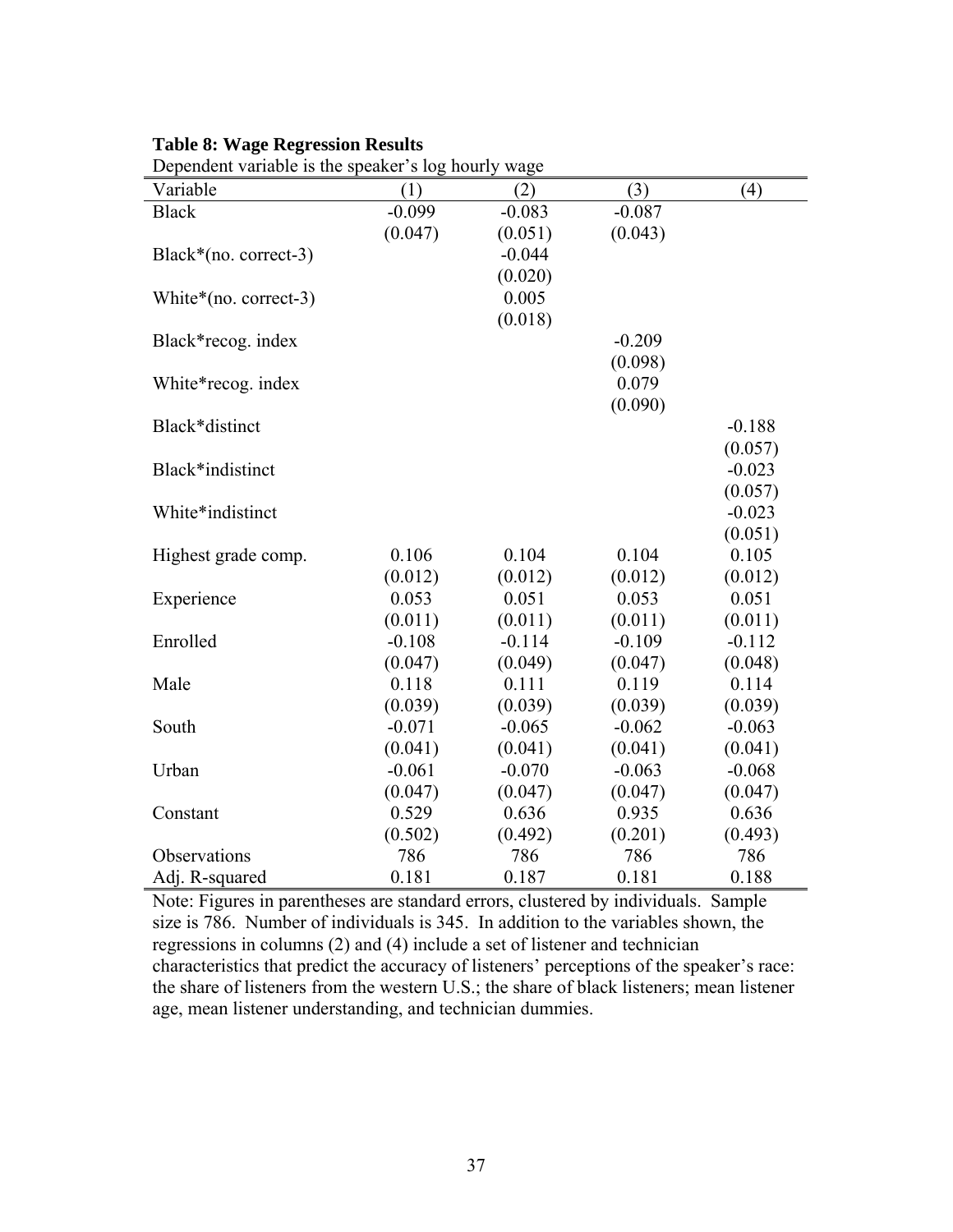**Table 8: Wage Regression Results**

Dependent variable is the speaker's log hourly wage

| Variable | (1) | (2) | (3) | (4) |
|---|---|---|---|---|
| Black | -0.099 | -0.083 | -0.087 | |
| | (0.047) | (0.051) | (0.043) | |
| Black*(no. correct-3) | | -0.044 | | |
| | | (0.020) | | |
| White*(no. correct-3) | | 0.005 | | |
| | | (0.018) | | |
| Black*recog. index | | | -0.209 | |
| | | | (0.098) | |
| White*recog. index | | | 0.079 | |
| | | | (0.090) | |
| Black*distinct | | | | -0.188 |
| | | | | (0.057) |
| Black*indistinct | | | | -0.023 |
| | | | | (0.057) |
| White*indistinct | | | | -0.023 |
| | | | | (0.051) |
| Highest grade comp. | 0.106 | 0.104 | 0.104 | 0.105 |
| | (0.012) | (0.012) | (0.012) | (0.012) |
| Experience | 0.053 | 0.051 | 0.053 | 0.051 |
| | (0.011) | (0.011) | (0.011) | (0.011) |
| Enrolled | -0.108 | -0.114 | -0.109 | -0.112 |
| | (0.047) | (0.049) | (0.047) | (0.048) |
| Male | 0.118 | 0.111 | 0.119 | 0.114 |
| | (0.039) | (0.039) | (0.039) | (0.039) |
| South | -0.071 | -0.065 | -0.062 | -0.063 |
| | (0.041) | (0.041) | (0.041) | (0.041) |
| Urban | -0.061 | -0.070 | -0.063 | -0.068 |
| | (0.047) | (0.047) | (0.047) | (0.047) |
| Constant | 0.529 | 0.636 | 0.935 | 0.636 |
| | (0.502) | (0.492) | (0.201) | (0.493) |
| Observations | 786 | 786 | 786 | 786 |
| Adj. R-squared | 0.181 | 0.187 | 0.181 | 0.188 |

Note: Figures in parentheses are standard errors, clustered by individuals. Sample size is 786. Number of individuals is 345. In addition to the variables shown, the regressions in columns (2) and (4) include a set of listener and technician characteristics that predict the accuracy of listeners' perceptions of the speaker's race: the share of listeners from the western U.S.; the share of black listeners; mean listener age, mean listener understanding, and technician dummies.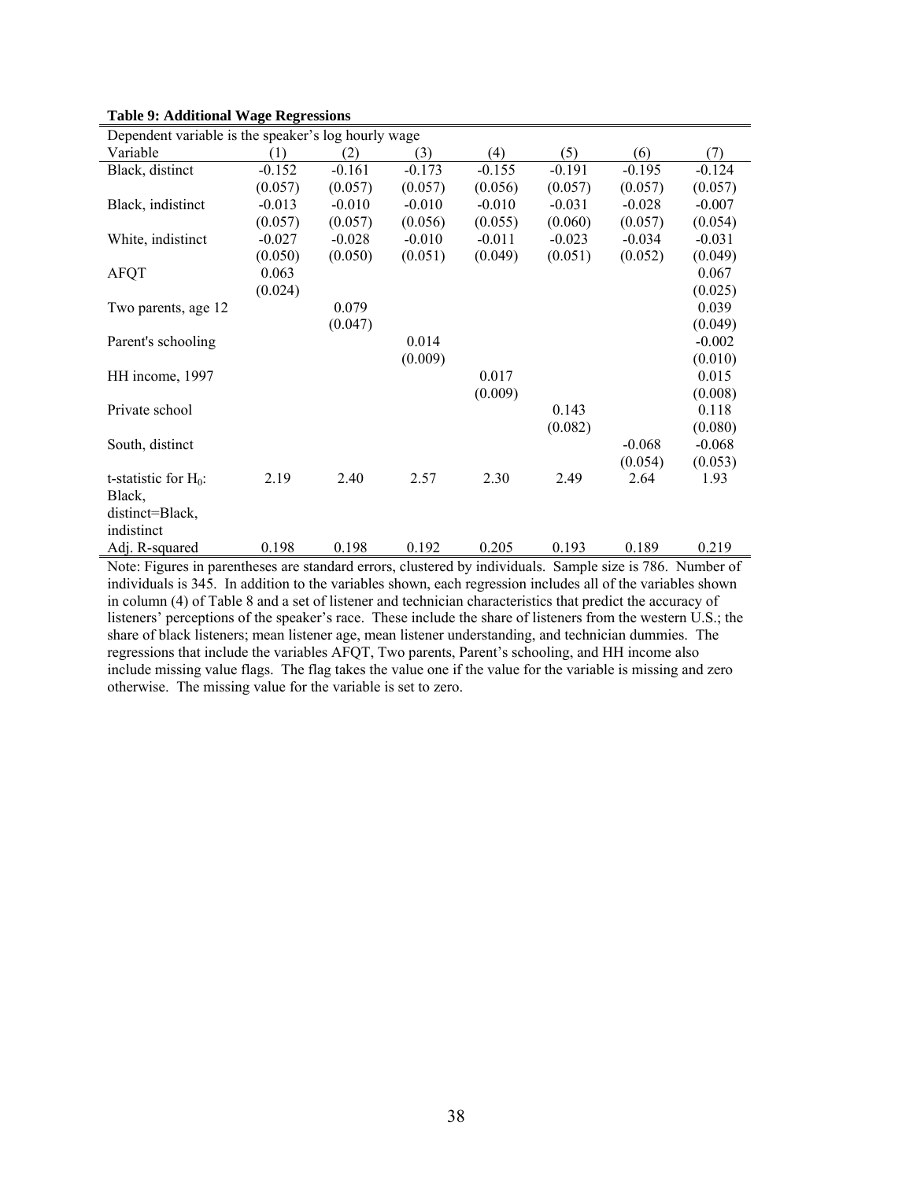**Table 9: Additional Wage Regressions**

| Dependent variable is the speaker's log hourly wage | | | | | | | |
|---|---|---|---|---|---|---|---|
| Variable | (1) | (2) | (3) | (4) | (5) | (6) | (7) |
| Black, distinct | -0.152 | -0.161 | -0.173 | -0.155 | -0.191 | -0.195 | -0.124 |
| | (0.057) | (0.057) | (0.057) | (0.056) | (0.057) | (0.057) | (0.057) |
| Black, indistinct | -0.013 | -0.010 | -0.010 | -0.010 | -0.031 | -0.028 | -0.007 |
| | (0.057) | (0.057) | (0.056) | (0.055) | (0.060) | (0.057) | (0.054) |
| White, indistinct | -0.027 | -0.028 | -0.010 | -0.011 | -0.023 | -0.034 | -0.031 |
| | (0.050) | (0.050) | (0.051) | (0.049) | (0.051) | (0.052) | (0.049) |
| AFQT | 0.063 | | | | | | 0.067 |
| | (0.024) | | | | | | (0.025) |
| Two parents, age 12 | | 0.079 | | | | | 0.039 |
| | | (0.047) | | | | | (0.049) |
| Parent's schooling | | | 0.014 | | | | -0.002 |
| | | | (0.009) | | | | (0.010) |
| HH income, 1997 | | | | 0.017 | | | 0.015 |
| | | | | (0.009) | | | (0.008) |
| Private school | | | | | 0.143 | | 0.118 |
| | | | | | (0.082) | | (0.080) |
| South, distinct | | | | | | -0.068 | -0.068 |
| | | | | | | (0.054) | (0.053) |
| t-statistic for $H_0$: Black, distinct=Black, indistinct | 2.19 | 2.40 | 2.57 | 2.30 | 2.49 | 2.64 | 1.93 |
| Adj. R-squared | 0.198 | 0.198 | 0.192 | 0.205 | 0.193 | 0.189 | 0.219 |

Note: Figures in parentheses are standard errors, clustered by individuals. Sample size is 786. Number of individuals is 345. In addition to the variables shown, each regression includes all of the variables shown in column (4) of Table 8 and a set of listener and technician characteristics that predict the accuracy of listeners' perceptions of the speaker's race. These include the share of listeners from the western U.S.; the share of black listeners; mean listener age, mean listener understanding, and technician dummies. The regressions that include the variables AFQT, Two parents, Parent's schooling, and HH income also include missing value flags. The flag takes the value one if the value for the variable is missing and zero otherwise. The missing value for the variable is set to zero.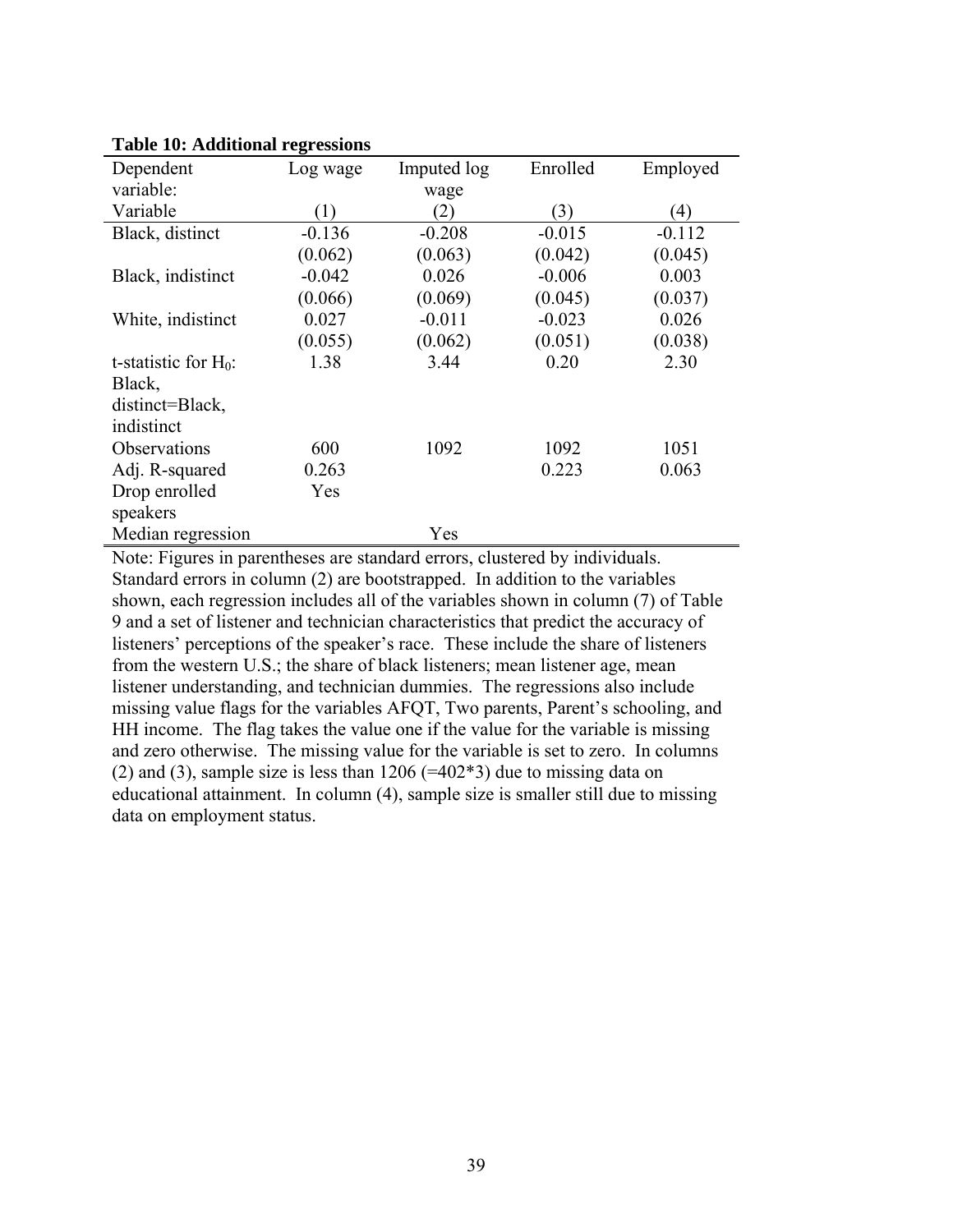**Table 10: Additional regressions**

| Dependent variable: | Log wage | Imputed log wage | Enrolled | Employed |
|---|---|---|---|---|
| Variable | (1) | (2) | (3) | (4) |
| Black, distinct | -0.136 | -0.208 | -0.015 | -0.112 |
| | (0.062) | (0.063) | (0.042) | (0.045) |
| Black, indistinct | -0.042 | 0.026 | -0.006 | 0.003 |
| | (0.066) | (0.069) | (0.045) | (0.037) |
| White, indistinct | 0.027 | -0.011 | -0.023 | 0.026 |
| | (0.055) | (0.062) | (0.051) | (0.038) |
| t-statistic for $H_0$: Black, distinct=Black, indistinct | 1.38 | 3.44 | 0.20 | 2.30 |
| Observations | 600 | 1092 | 1092 | 1051 |
| Adj. R-squared | 0.263 | | 0.223 | 0.063 |
| Drop enrolled speakers | Yes | | | |
| Median regression | | Yes | | |

Note: Figures in parentheses are standard errors, clustered by individuals. Standard errors in column (2) are bootstrapped. In addition to the variables shown, each regression includes all of the variables shown in column (7) of Table 9 and a set of listener and technician characteristics that predict the accuracy of listeners' perceptions of the speaker's race. These include the share of listeners from the western U.S.; the share of black listeners; mean listener age, mean listener understanding, and technician dummies. The regressions also include missing value flags for the variables AFQT, Two parents, Parent's schooling, and HH income. The flag takes the value one if the value for the variable is missing and zero otherwise. The missing value for the variable is set to zero. In columns (2) and (3), sample size is less than 1206 (=402*3) due to missing data on educational attainment. In column (4), sample size is smaller still due to missing data on employment status.